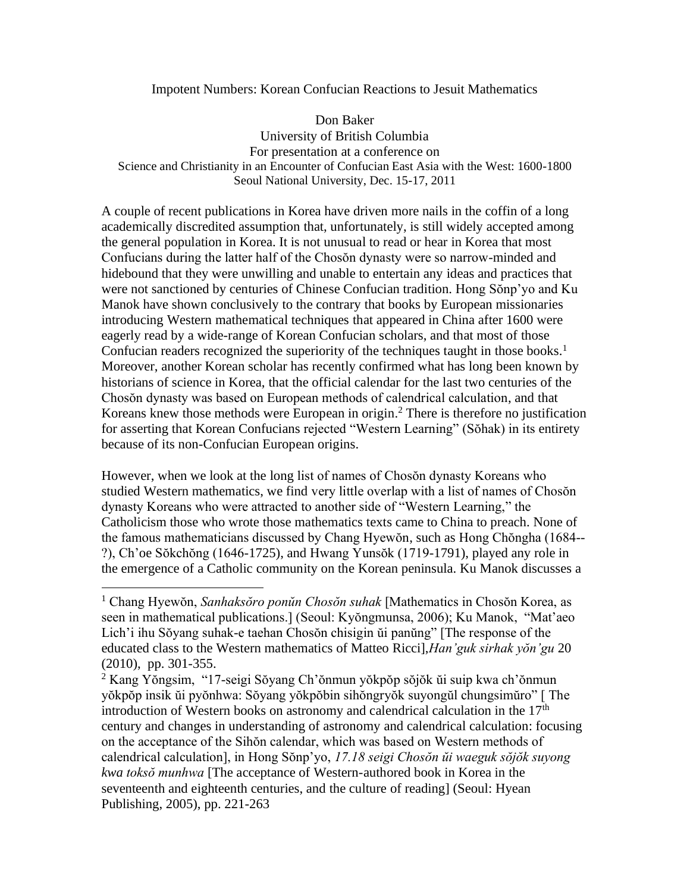# Impotent Numbers: Korean Confucian Reactions to Jesuit Mathematics

Don Baker
University of British Columbia
For presentation at a conference on
Science and Christianity in an Encounter of Confucian East Asia with the West: 1600-1800
Seoul National University, Dec. 15-17, 2011

A couple of recent publications in Korea have driven more nails in the coffin of a long academically discredited assumption that, unfortunately, is still widely accepted among the general population in Korea. It is not unusual to read or hear in Korea that most Confucians during the latter half of the Chosŏn dynasty were so narrow-minded and hidebound that they were unwilling and unable to entertain any ideas and practices that were not sanctioned by centuries of Chinese Confucian tradition. Hong Sŏnp'yo and Ku Manok have shown conclusively to the contrary that books by European missionaries introducing Western mathematical techniques that appeared in China after 1600 were eagerly read by a wide-range of Korean Confucian scholars, and that most of those Confucian readers recognized the superiority of the techniques taught in those books.[1] Moreover, another Korean scholar has recently confirmed what has long been known by historians of science in Korea, that the official calendar for the last two centuries of the Chosŏn dynasty was based on European methods of calendrical calculation, and that Koreans knew those methods were European in origin.[2] There is therefore no justification for asserting that Korean Confucians rejected "Western Learning" (Sŏhak) in its entirety because of its non-Confucian European origins.

However, when we look at the long list of names of Chosŏn dynasty Koreans who studied Western mathematics, we find very little overlap with a list of names of Chosŏn dynasty Koreans who were attracted to another side of "Western Learning," the Catholicism those who wrote those mathematics texts came to China to preach. None of the famous mathematicians discussed by Chang Hyewŏn, such as Hong Chŏngha (1684--?), Ch'oe Sŏkchŏng (1646-1725), and Hwang Yunsŏk (1719-1791), played any role in the emergence of a Catholic community on the Korean peninsula. Ku Manok discusses a

---

[1] Chang Hyewŏn, *Sanhaksŏro ponŭn Chosŏn suhak* [Mathematics in Chosŏn Korea, as seen in mathematical publications.] (Seoul: Kyŏngmunsa, 2006); Ku Manok, "Mat'aeo Lich'i ihu Sŏyang suhak-e taehan Chosŏn chisigin ŭi panŭng" [The response of the educated class to the Western mathematics of Matteo Ricci],*Han'guk sirhak yŏn'gu* 20 (2010), pp. 301-355.

[2] Kang Yŏngsim, "17-seigi Sŏyang Ch'ŏnmun yŏkpŏp sŏjŏk ŭi suip kwa ch'ŏnmun yŏkpŏp insik ŭi pyŏnhwa: Sŏyang yŏkpŏbin sihŏngryŏk suyongŭl chungsimŭro" [ The introduction of Western books on astronomy and calendrical calculation in the 17th century and changes in understanding of astronomy and calendrical calculation: focusing on the acceptance of the Sihŏn calendar, which was based on Western methods of calendrical calculation], in Hong Sŏnp'yo, *17.18 seigi Chosŏn ŭi waeguk sŏjŏk suyong kwa toksŏ munhwa* [The acceptance of Western-authored book in Korea in the seventeenth and eighteenth centuries, and the culture of reading] (Seoul: Hyean Publishing, 2005), pp. 221-263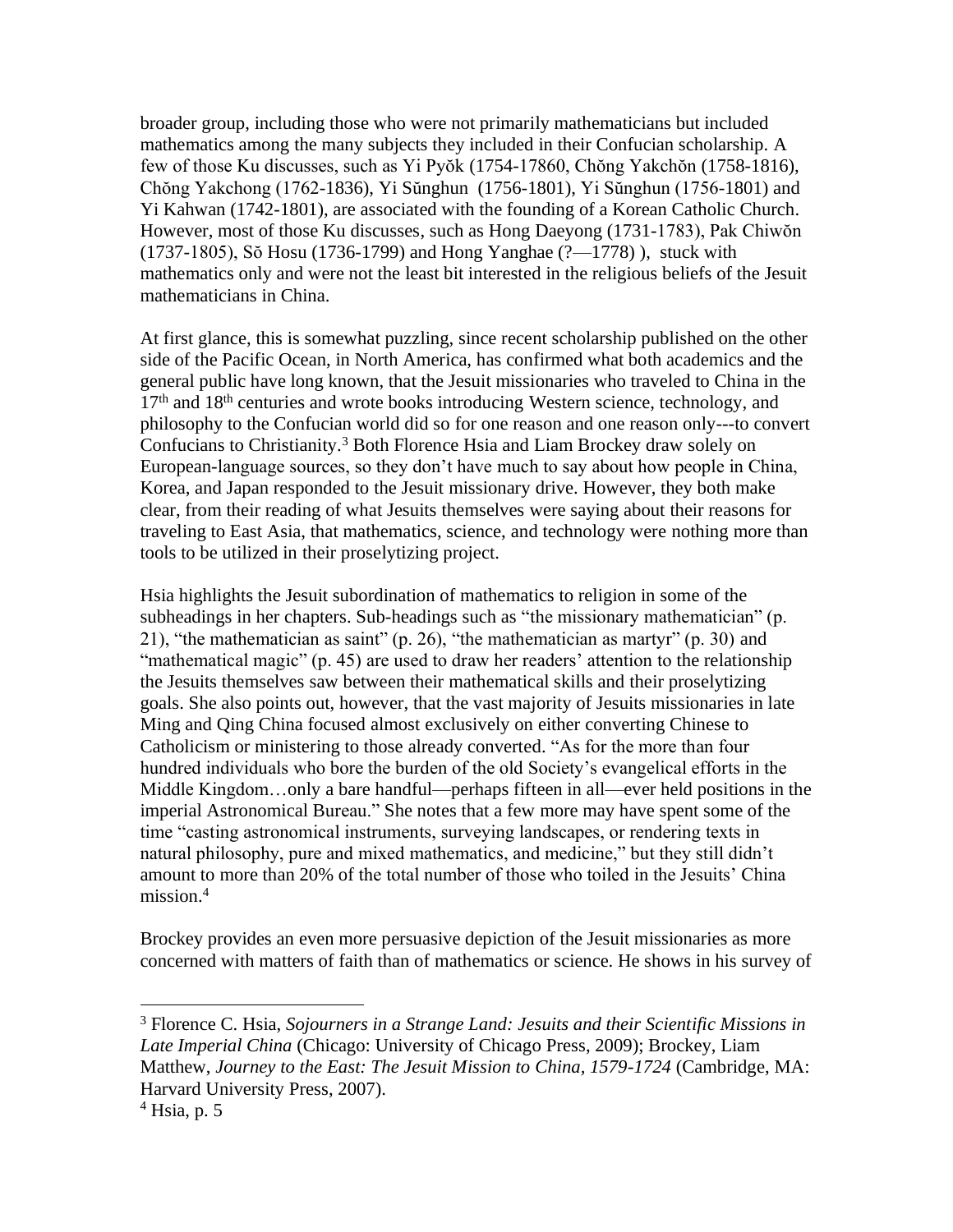broader group, including those who were not primarily mathematicians but included mathematics among the many subjects they included in their Confucian scholarship. A few of those Ku discusses, such as Yi Pyŏk (1754-17860, Chŏng Yakchŏn (1758-1816), Chŏng Yakchong (1762-1836), Yi Sŭnghun (1756-1801), Yi Sŭnghun (1756-1801) and Yi Kahwan (1742-1801), are associated with the founding of a Korean Catholic Church. However, most of those Ku discusses, such as Hong Daeyong (1731-1783), Pak Chiwŏn (1737-1805), Sŏ Hosu (1736-1799) and Hong Yanghae (?—1778) ), stuck with mathematics only and were not the least bit interested in the religious beliefs of the Jesuit mathematicians in China.

At first glance, this is somewhat puzzling, since recent scholarship published on the other side of the Pacific Ocean, in North America, has confirmed what both academics and the general public have long known, that the Jesuit missionaries who traveled to China in the 17th and 18th centuries and wrote books introducing Western science, technology, and philosophy to the Confucian world did so for one reason and one reason only---to convert Confucians to Christianity.[3] Both Florence Hsia and Liam Brockey draw solely on European-language sources, so they don't have much to say about how people in China, Korea, and Japan responded to the Jesuit missionary drive. However, they both make clear, from their reading of what Jesuits themselves were saying about their reasons for traveling to East Asia, that mathematics, science, and technology were nothing more than tools to be utilized in their proselytizing project.

Hsia highlights the Jesuit subordination of mathematics to religion in some of the subheadings in her chapters. Sub-headings such as "the missionary mathematician" (p. 21), "the mathematician as saint" (p. 26), "the mathematician as martyr" (p. 30) and "mathematical magic" (p. 45) are used to draw her readers' attention to the relationship the Jesuits themselves saw between their mathematical skills and their proselytizing goals. She also points out, however, that the vast majority of Jesuits missionaries in late Ming and Qing China focused almost exclusively on either converting Chinese to Catholicism or ministering to those already converted. "As for the more than four hundred individuals who bore the burden of the old Society's evangelical efforts in the Middle Kingdom…only a bare handful—perhaps fifteen in all—ever held positions in the imperial Astronomical Bureau." She notes that a few more may have spent some of the time "casting astronomical instruments, surveying landscapes, or rendering texts in natural philosophy, pure and mixed mathematics, and medicine," but they still didn't amount to more than 20% of the total number of those who toiled in the Jesuits' China mission.[4]

Brockey provides an even more persuasive depiction of the Jesuit missionaries as more concerned with matters of faith than of mathematics or science. He shows in his survey of

[3] Florence C. Hsia, *Sojourners in a Strange Land: Jesuits and their Scientific Missions in Late Imperial China* (Chicago: University of Chicago Press, 2009); Brockey, Liam Matthew, *Journey to the East: The Jesuit Mission to China, 1579-1724* (Cambridge, MA: Harvard University Press, 2007).

[4] Hsia, p. 5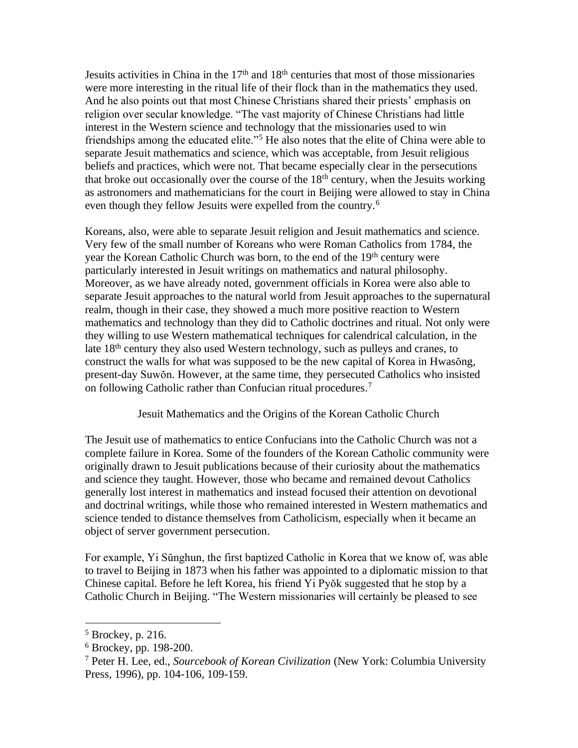Jesuits activities in China in the 17th and 18th centuries that most of those missionaries were more interesting in the ritual life of their flock than in the mathematics they used. And he also points out that most Chinese Christians shared their priests' emphasis on religion over secular knowledge. "The vast majority of Chinese Christians had little interest in the Western science and technology that the missionaries used to win friendships among the educated elite."[5] He also notes that the elite of China were able to separate Jesuit mathematics and science, which was acceptable, from Jesuit religious beliefs and practices, which were not. That became especially clear in the persecutions that broke out occasionally over the course of the 18th century, when the Jesuits working as astronomers and mathematicians for the court in Beijing were allowed to stay in China even though they fellow Jesuits were expelled from the country.[6]

Koreans, also, were able to separate Jesuit religion and Jesuit mathematics and science. Very few of the small number of Koreans who were Roman Catholics from 1784, the year the Korean Catholic Church was born, to the end of the 19th century were particularly interested in Jesuit writings on mathematics and natural philosophy. Moreover, as we have already noted, government officials in Korea were also able to separate Jesuit approaches to the natural world from Jesuit approaches to the supernatural realm, though in their case, they showed a much more positive reaction to Western mathematics and technology than they did to Catholic doctrines and ritual. Not only were they willing to use Western mathematical techniques for calendrical calculation, in the late 18th century they also used Western technology, such as pulleys and cranes, to construct the walls for what was supposed to be the new capital of Korea in Hwasŏng, present-day Suwŏn. However, at the same time, they persecuted Catholics who insisted on following Catholic rather than Confucian ritual procedures.[7]

## Jesuit Mathematics and the Origins of the Korean Catholic Church

The Jesuit use of mathematics to entice Confucians into the Catholic Church was not a complete failure in Korea. Some of the founders of the Korean Catholic community were originally drawn to Jesuit publications because of their curiosity about the mathematics and science they taught. However, those who became and remained devout Catholics generally lost interest in mathematics and instead focused their attention on devotional and doctrinal writings, while those who remained interested in Western mathematics and science tended to distance themselves from Catholicism, especially when it became an object of server government persecution.

For example, Yi Sŭnghun, the first baptized Catholic in Korea that we know of, was able to travel to Beijing in 1873 when his father was appointed to a diplomatic mission to that Chinese capital. Before he left Korea, his friend Yi Pyŏk suggested that he stop by a Catholic Church in Beijing. "The Western missionaries will certainly be pleased to see

---

[5] Brockey, p. 216.

[6] Brockey, pp. 198-200.

[7] Peter H. Lee, ed., *Sourcebook of Korean Civilization* (New York: Columbia University Press, 1996), pp. 104-106, 109-159.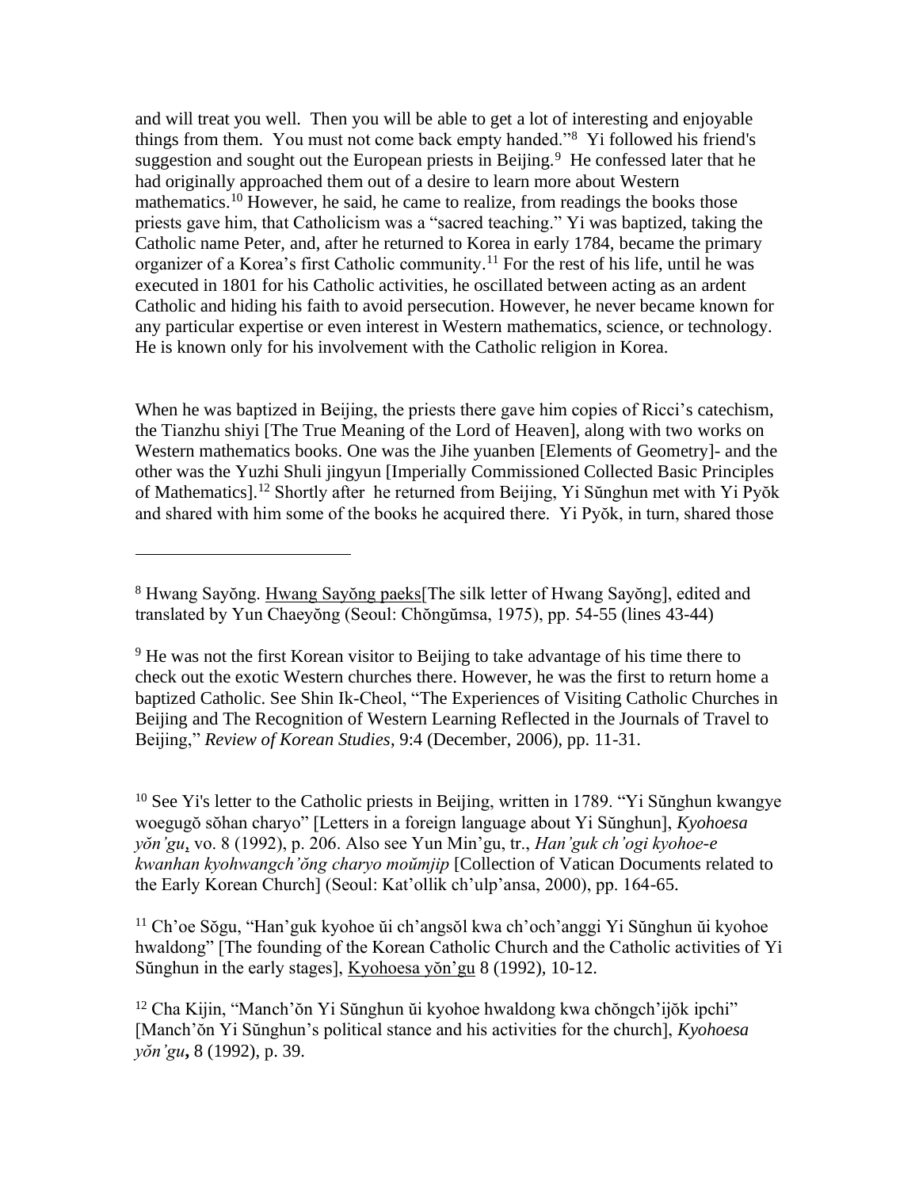and will treat you well. Then you will be able to get a lot of interesting and enjoyable things from them. You must not come back empty handed."[8] Yi followed his friend's suggestion and sought out the European priests in Beijing.[9] He confessed later that he had originally approached them out of a desire to learn more about Western mathematics.[10] However, he said, he came to realize, from readings the books those priests gave him, that Catholicism was a "sacred teaching." Yi was baptized, taking the Catholic name Peter, and, after he returned to Korea in early 1784, became the primary organizer of a Korea's first Catholic community.[11] For the rest of his life, until he was executed in 1801 for his Catholic activities, he oscillated between acting as an ardent Catholic and hiding his faith to avoid persecution. However, he never became known for any particular expertise or even interest in Western mathematics, science, or technology. He is known only for his involvement with the Catholic religion in Korea.

When he was baptized in Beijing, the priests there gave him copies of Ricci's catechism, the Tianzhu shiyi [The True Meaning of the Lord of Heaven], along with two works on Western mathematics books. One was the Jihe yuanben [Elements of Geometry]- and the other was the Yuzhi Shuli jingyun [Imperially Commissioned Collected Basic Principles of Mathematics].[12] Shortly after he returned from Beijing, Yi Sŭnghun met with Yi Pyŏk and shared with him some of the books he acquired there. Yi Pyŏk, in turn, shared those

---

[8] Hwang Sayŏng. Hwang Sayŏng paeks[The silk letter of Hwang Sayŏng], edited and translated by Yun Chaeyŏng (Seoul: Chŏngŭmsa, 1975), pp. 54-55 (lines 43-44)

[9] He was not the first Korean visitor to Beijing to take advantage of his time there to check out the exotic Western churches there. However, he was the first to return home a baptized Catholic. See Shin Ik-Cheol, "The Experiences of Visiting Catholic Churches in Beijing and The Recognition of Western Learning Reflected in the Journals of Travel to Beijing," *Review of Korean Studies*, 9:4 (December, 2006), pp. 11-31.

[10] See Yi's letter to the Catholic priests in Beijing, written in 1789. "Yi Sŭnghun kwangye woegugŏ sŏhan charyo" [Letters in a foreign language about Yi Sŭnghun], *Kyohoesa yŏn'gu*, vo. 8 (1992), p. 206. Also see Yun Min'gu, tr., *Han'guk ch'ogi kyohoe-e kwanhan kyohwangch'ŏng charyo moŭmjip* [Collection of Vatican Documents related to the Early Korean Church] (Seoul: Kat'ollik ch'ulp'ansa, 2000), pp. 164-65.

[11] Ch'oe Sŏgu, "Han'guk kyohoe ŭi ch'angsŏl kwa ch'och'anggi Yi Sŭnghun ŭi kyohoe hwaldong" [The founding of the Korean Catholic Church and the Catholic activities of Yi Sŭnghun in the early stages], Kyohoesa yŏn'gu 8 (1992), 10-12.

[12] Cha Kijin, "Manch'ŏn Yi Sŭnghun ŭi kyohoe hwaldong kwa chŏngch'ijŏk ipchi" [Manch'ŏn Yi Sŭnghun's political stance and his activities for the church], *Kyohoesa yŏn'gu*, 8 (1992), p. 39.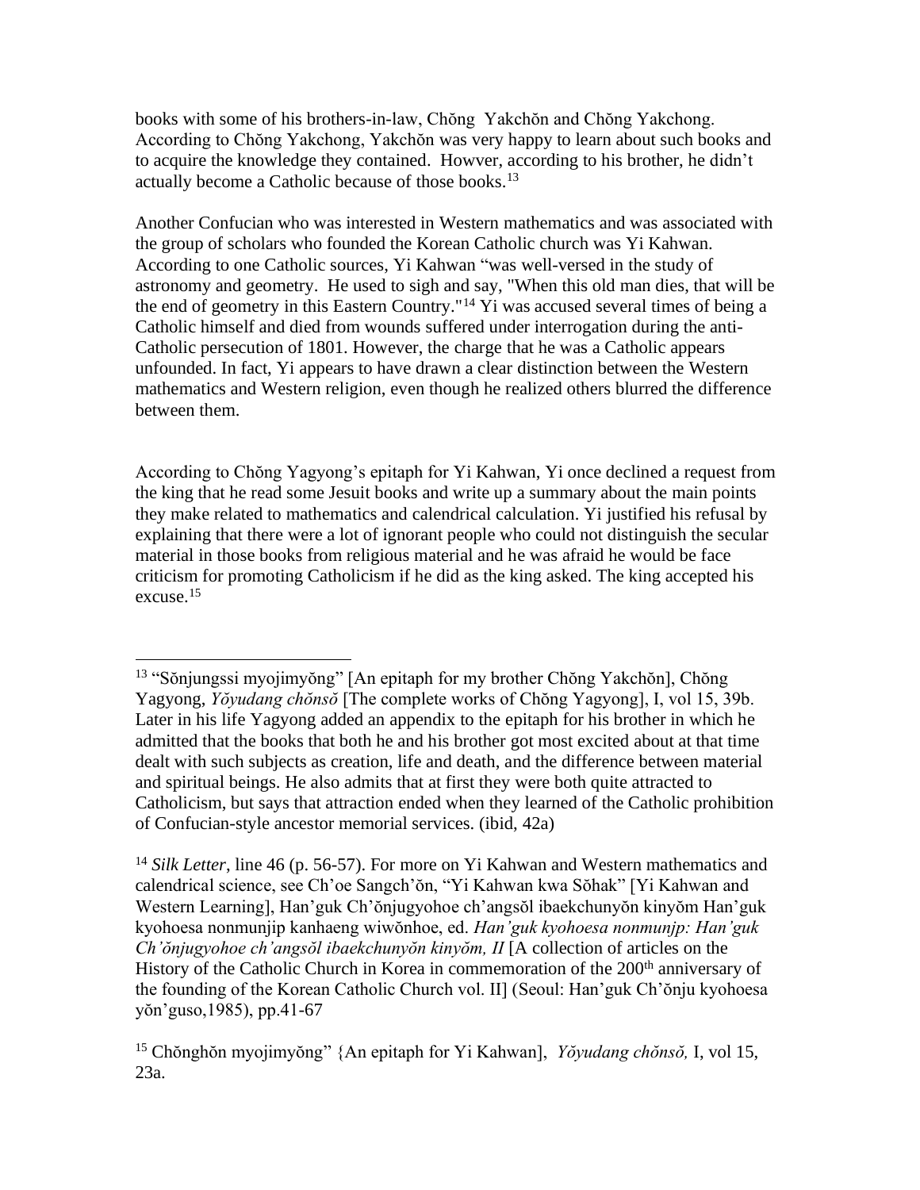books with some of his brothers-in-law, Chŏng  Yakchŏn and Chŏng Yakchong. According to Chŏng Yakchong, Yakchŏn was very happy to learn about such books and to acquire the knowledge they contained.  Howver, according to his brother, he didn't actually become a Catholic because of those books.[13]

Another Confucian who was interested in Western mathematics and was associated with the group of scholars who founded the Korean Catholic church was Yi Kahwan. According to one Catholic sources, Yi Kahwan "was well-versed in the study of astronomy and geometry.  He used to sigh and say, "When this old man dies, that will be the end of geometry in this Eastern Country."[14] Yi was accused several times of being a Catholic himself and died from wounds suffered under interrogation during the anti-Catholic persecution of 1801. However, the charge that he was a Catholic appears unfounded. In fact, Yi appears to have drawn a clear distinction between the Western mathematics and Western religion, even though he realized others blurred the difference between them.

According to Chŏng Yagyong's epitaph for Yi Kahwan, Yi once declined a request from the king that he read some Jesuit books and write up a summary about the main points they make related to mathematics and calendrical calculation. Yi justified his refusal by explaining that there were a lot of ignorant people who could not distinguish the secular material in those books from religious material and he was afraid he would be face criticism for promoting Catholicism if he did as the king asked. The king accepted his excuse.[15]

---

[13] "Sŏnjungssi myojimyŏng" [An epitaph for my brother Chŏng Yakchŏn], Chŏng Yagyong, *Yŏyudang chŏnsŏ* [The complete works of Chŏng Yagyong], I, vol 15, 39b. Later in his life Yagyong added an appendix to the epitaph for his brother in which he admitted that the books that both he and his brother got most excited about at that time dealt with such subjects as creation, life and death, and the difference between material and spiritual beings. He also admits that at first they were both quite attracted to Catholicism, but says that attraction ended when they learned of the Catholic prohibition of Confucian-style ancestor memorial services. (ibid, 42a)

[14] *Silk Letter*, line 46 (p. 56-57). For more on Yi Kahwan and Western mathematics and calendrical science, see Ch'oe Sangch'ŏn, "Yi Kahwan kwa Sŏhak" [Yi Kahwan and Western Learning], Han'guk Ch'ŏnjugyohoe ch'angsŏl ibaekchunyŏn kinyŏm Han'guk kyohoesa nonmunjip kanhaeng wiwŏnhoe, ed. *Han'guk kyohoesa nonmunjp: Han'guk Ch'ŏnjugyohoe ch'angsŏl ibaekchunyŏn kinyŏm, II* [A collection of articles on the History of the Catholic Church in Korea in commemoration of the 200th anniversary of the founding of the Korean Catholic Church vol. II] (Seoul: Han'guk Ch'ŏnju kyohoesa yŏn'guso,1985), pp.41-67

[15] Chŏnghŏn myojimyŏng" {An epitaph for Yi Kahwan], *Yŏyudang chŏnsŏ,* I, vol 15, 23a.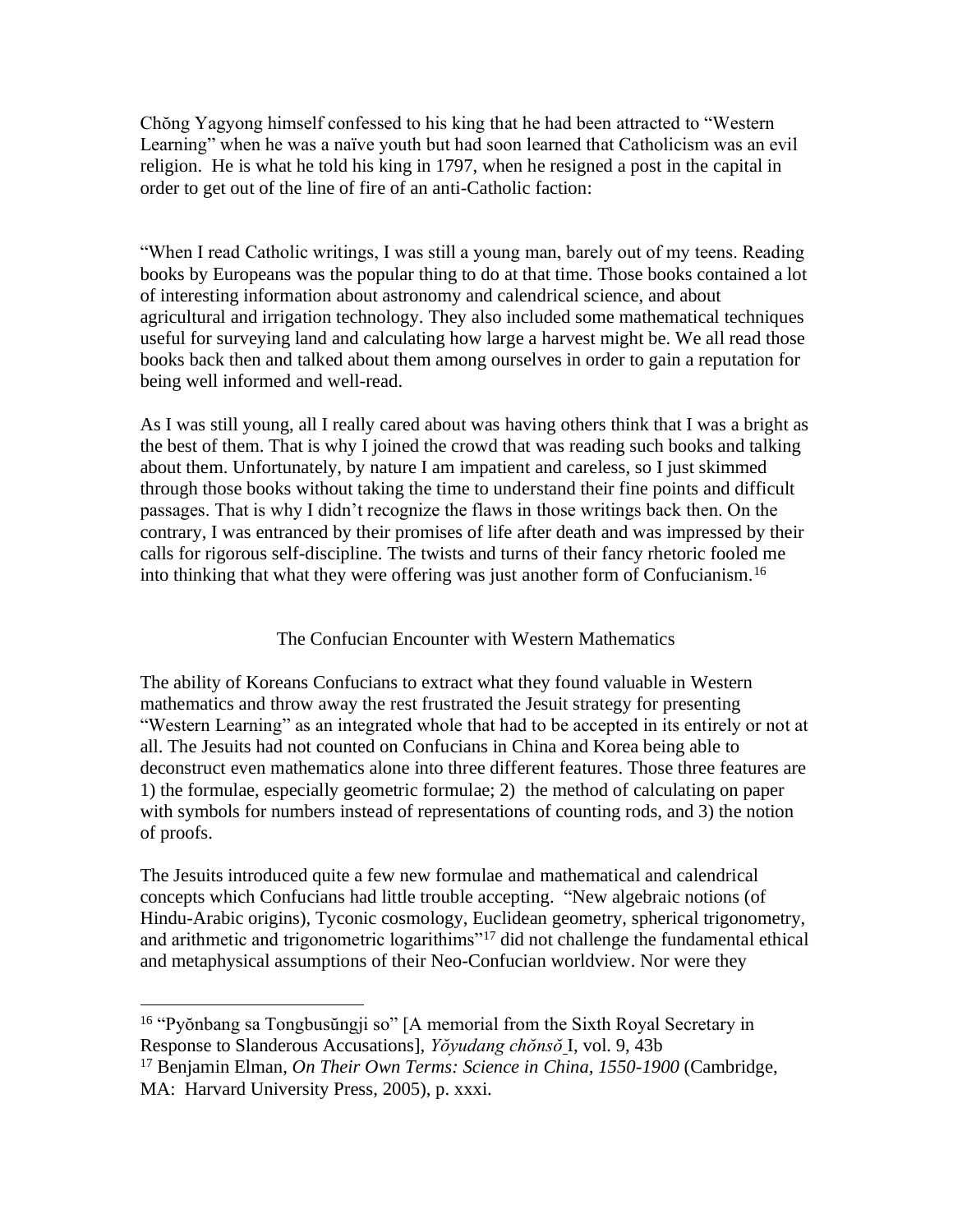Chŏng Yagyong himself confessed to his king that he had been attracted to "Western Learning" when he was a naïve youth but had soon learned that Catholicism was an evil religion. He is what he told his king in 1797, when he resigned a post in the capital in order to get out of the line of fire of an anti-Catholic faction:

"When I read Catholic writings, I was still a young man, barely out of my teens. Reading books by Europeans was the popular thing to do at that time. Those books contained a lot of interesting information about astronomy and calendrical science, and about agricultural and irrigation technology. They also included some mathematical techniques useful for surveying land and calculating how large a harvest might be. We all read those books back then and talked about them among ourselves in order to gain a reputation for being well informed and well-read.

As I was still young, all I really cared about was having others think that I was a bright as the best of them. That is why I joined the crowd that was reading such books and talking about them. Unfortunately, by nature I am impatient and careless, so I just skimmed through those books without taking the time to understand their fine points and difficult passages. That is why I didn't recognize the flaws in those writings back then. On the contrary, I was entranced by their promises of life after death and was impressed by their calls for rigorous self-discipline. The twists and turns of their fancy rhetoric fooled me into thinking that what they were offering was just another form of Confucianism.[16]

## The Confucian Encounter with Western Mathematics

The ability of Koreans Confucians to extract what they found valuable in Western mathematics and throw away the rest frustrated the Jesuit strategy for presenting "Western Learning" as an integrated whole that had to be accepted in its entirely or not at all. The Jesuits had not counted on Confucians in China and Korea being able to deconstruct even mathematics alone into three different features. Those three features are 1) the formulae, especially geometric formulae; 2) the method of calculating on paper with symbols for numbers instead of representations of counting rods, and 3) the notion of proofs.

The Jesuits introduced quite a few new formulae and mathematical and calendrical concepts which Confucians had little trouble accepting. "New algebraic notions (of Hindu-Arabic origins), Tyconic cosmology, Euclidean geometry, spherical trigonometry, and arithmetic and trigonometric logarithims"[17] did not challenge the fundamental ethical and metaphysical assumptions of their Neo-Confucian worldview. Nor were they

---

[16] "Pyŏnbang sa Tongbusŭngji so" [A memorial from the Sixth Royal Secretary in Response to Slanderous Accusations], *Yŏyudang chŏnsŏ* I, vol. 9, 43b

[17] Benjamin Elman, *On Their Own Terms: Science in China, 1550-1900* (Cambridge, MA: Harvard University Press, 2005), p. xxxi.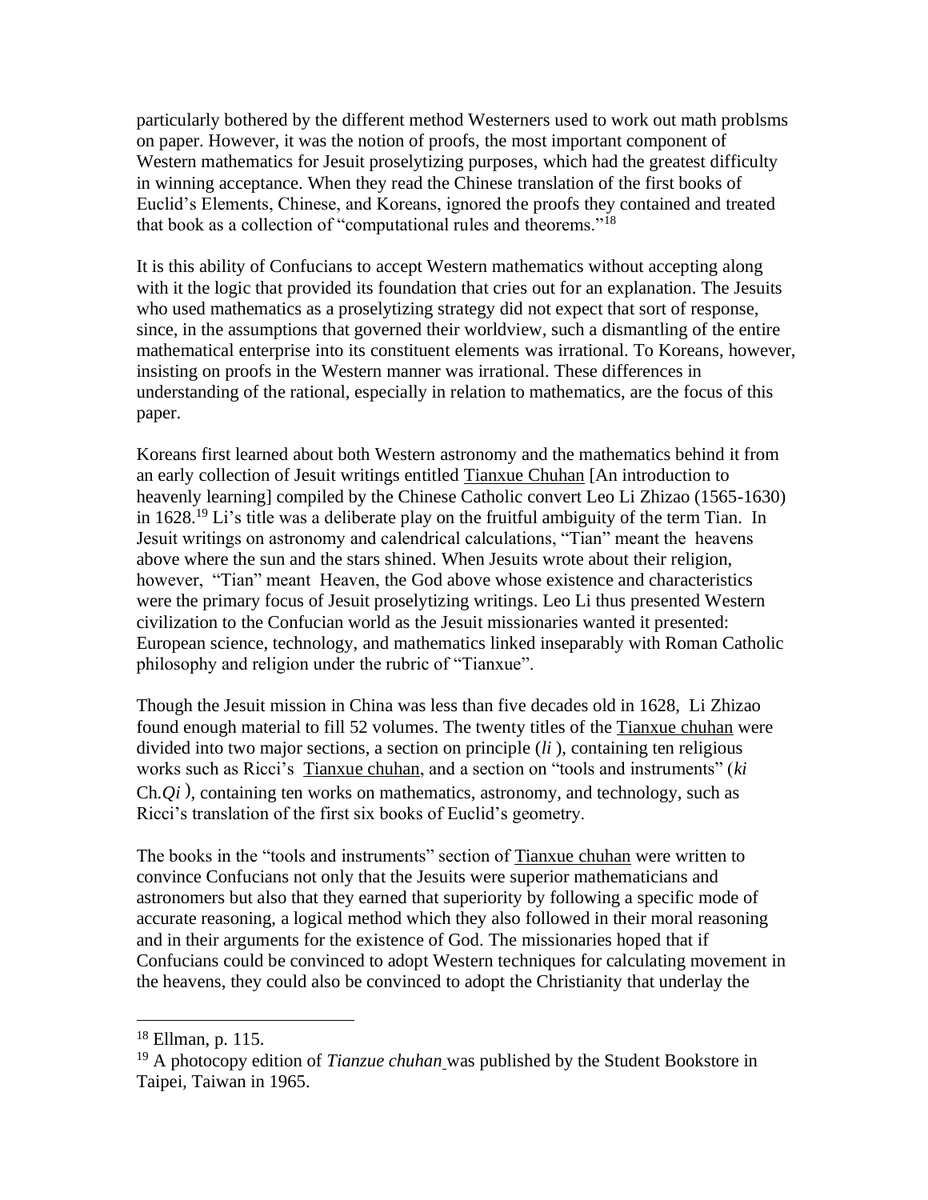particularly bothered by the different method Westerners used to work out math problsms on paper. However, it was the notion of proofs, the most important component of Western mathematics for Jesuit proselytizing purposes, which had the greatest difficulty in winning acceptance. When they read the Chinese translation of the first books of Euclid's Elements, Chinese, and Koreans, ignored the proofs they contained and treated that book as a collection of "computational rules and theorems."[18]

It is this ability of Confucians to accept Western mathematics without accepting along with it the logic that provided its foundation that cries out for an explanation. The Jesuits who used mathematics as a proselytizing strategy did not expect that sort of response, since, in the assumptions that governed their worldview, such a dismantling of the entire mathematical enterprise into its constituent elements was irrational. To Koreans, however, insisting on proofs in the Western manner was irrational. These differences in understanding of the rational, especially in relation to mathematics, are the focus of this paper.

Koreans first learned about both Western astronomy and the mathematics behind it from an early collection of Jesuit writings entitled <u>Tianxue Chuhan</u> [An introduction to heavenly learning] compiled by the Chinese Catholic convert Leo Li Zhizao (1565-1630) in 1628.[19] Li's title was a deliberate play on the fruitful ambiguity of the term Tian. In Jesuit writings on astronomy and calendrical calculations, "Tian" meant the heavens above where the sun and the stars shined. When Jesuits wrote about their religion, however, "Tian" meant Heaven, the God above whose existence and characteristics were the primary focus of Jesuit proselytizing writings. Leo Li thus presented Western civilization to the Confucian world as the Jesuit missionaries wanted it presented: European science, technology, and mathematics linked inseparably with Roman Catholic philosophy and religion under the rubric of "Tianxue".

Though the Jesuit mission in China was less than five decades old in 1628, Li Zhizao found enough material to fill 52 volumes. The twenty titles of the <u>Tianxue chuhan</u> were divided into two major sections, a section on principle (*li* ), containing ten religious works such as Ricci's <u>Tianxue chuhan</u>, and a section on "tools and instruments" (*ki* Ch.*Qi* ), containing ten works on mathematics, astronomy, and technology, such as Ricci's translation of the first six books of Euclid's geometry.

The books in the "tools and instruments" section of <u>Tianxue chuhan</u> were written to convince Confucians not only that the Jesuits were superior mathematicians and astronomers but also that they earned that superiority by following a specific mode of accurate reasoning, a logical method which they also followed in their moral reasoning and in their arguments for the existence of God. The missionaries hoped that if Confucians could be convinced to adopt Western techniques for calculating movement in the heavens, they could also be convinced to adopt the Christianity that underlay the

---

[18] Ellman, p. 115.

[19] A photocopy edition of *Tianzue chuhan* was published by the Student Bookstore in Taipei, Taiwan in 1965.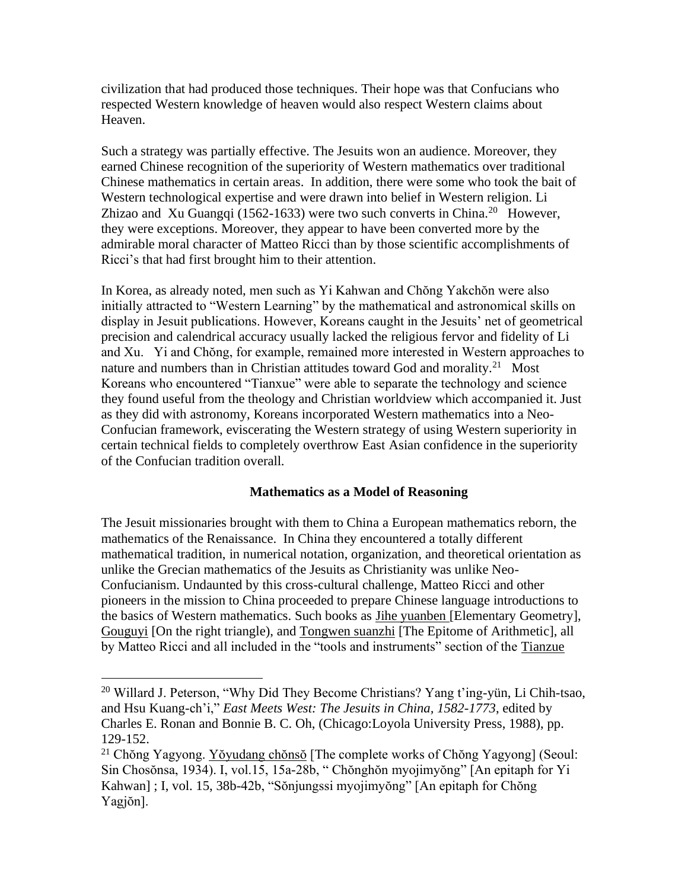civilization that had produced those techniques. Their hope was that Confucians who respected Western knowledge of heaven would also respect Western claims about Heaven.

Such a strategy was partially effective. The Jesuits won an audience. Moreover, they earned Chinese recognition of the superiority of Western mathematics over traditional Chinese mathematics in certain areas. In addition, there were some who took the bait of Western technological expertise and were drawn into belief in Western religion. Li Zhizao and Xu Guangqi (1562-1633) were two such converts in China.[20] However, they were exceptions. Moreover, they appear to have been converted more by the admirable moral character of Matteo Ricci than by those scientific accomplishments of Ricci's that had first brought him to their attention.

In Korea, as already noted, men such as Yi Kahwan and Chŏng Yakchŏn were also initially attracted to "Western Learning" by the mathematical and astronomical skills on display in Jesuit publications. However, Koreans caught in the Jesuits' net of geometrical precision and calendrical accuracy usually lacked the religious fervor and fidelity of Li and Xu. Yi and Chŏng, for example, remained more interested in Western approaches to nature and numbers than in Christian attitudes toward God and morality.[21] Most Koreans who encountered "Tianxue" were able to separate the technology and science they found useful from the theology and Christian worldview which accompanied it. Just as they did with astronomy, Koreans incorporated Western mathematics into a Neo-Confucian framework, eviscerating the Western strategy of using Western superiority in certain technical fields to completely overthrow East Asian confidence in the superiority of the Confucian tradition overall.

**Mathematics as a Model of Reasoning**

The Jesuit missionaries brought with them to China a European mathematics reborn, the mathematics of the Renaissance. In China they encountered a totally different mathematical tradition, in numerical notation, organization, and theoretical orientation as unlike the Grecian mathematics of the Jesuits as Christianity was unlike Neo-Confucianism. Undaunted by this cross-cultural challenge, Matteo Ricci and other pioneers in the mission to China proceeded to prepare Chinese language introductions to the basics of Western mathematics. Such books as Jihe yuanben [Elementary Geometry], Gouguyi [On the right triangle), and Tongwen suanzhi [The Epitome of Arithmetic], all by Matteo Ricci and all included in the "tools and instruments" section of the Tianzue

---

[20] Willard J. Peterson, "Why Did They Become Christians? Yang t'ing-yün, Li Chih-tsao, and Hsu Kuang-ch'i," *East Meets West: The Jesuits in China, 1582-1773*, edited by Charles E. Ronan and Bonnie B. C. Oh, (Chicago:Loyola University Press, 1988), pp. 129-152.

[21] Chŏng Yagyong. Yŏyudang chŏnsŏ [The complete works of Chŏng Yagyong] (Seoul: Sin Chosŏnsa, 1934). I, vol.15, 15a-28b, " Chŏnghŏn myojimyŏng" [An epitaph for Yi Kahwan] ; I, vol. 15, 38b-42b, "Sŏnjungssi myojimyŏng" [An epitaph for Chŏng Yagjŏn].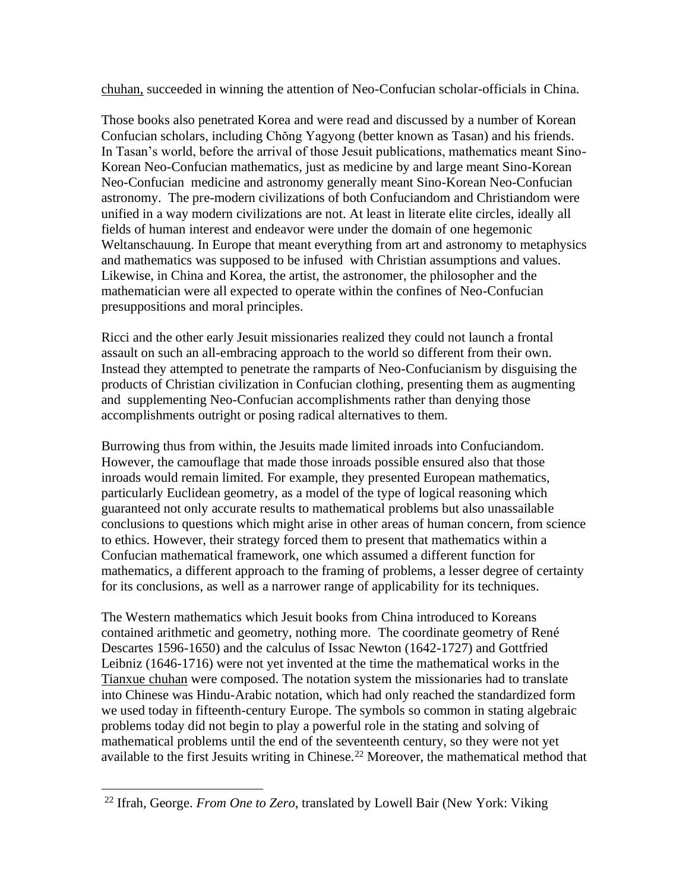chuhan, succeeded in winning the attention of Neo-Confucian scholar-officials in China.

Those books also penetrated Korea and were read and discussed by a number of Korean Confucian scholars, including Chŏng Yagyong (better known as Tasan) and his friends. In Tasan's world, before the arrival of those Jesuit publications, mathematics meant Sino-Korean Neo-Confucian mathematics, just as medicine by and large meant Sino-Korean Neo-Confucian medicine and astronomy generally meant Sino-Korean Neo-Confucian astronomy. The pre-modern civilizations of both Confuciandom and Christiandom were unified in a way modern civilizations are not. At least in literate elite circles, ideally all fields of human interest and endeavor were under the domain of one hegemonic Weltanschauung. In Europe that meant everything from art and astronomy to metaphysics and mathematics was supposed to be infused with Christian assumptions and values. Likewise, in China and Korea, the artist, the astronomer, the philosopher and the mathematician were all expected to operate within the confines of Neo-Confucian presuppositions and moral principles.

Ricci and the other early Jesuit missionaries realized they could not launch a frontal assault on such an all-embracing approach to the world so different from their own. Instead they attempted to penetrate the ramparts of Neo-Confucianism by disguising the products of Christian civilization in Confucian clothing, presenting them as augmenting and supplementing Neo-Confucian accomplishments rather than denying those accomplishments outright or posing radical alternatives to them.

Burrowing thus from within, the Jesuits made limited inroads into Confuciandom. However, the camouflage that made those inroads possible ensured also that those inroads would remain limited. For example, they presented European mathematics, particularly Euclidean geometry, as a model of the type of logical reasoning which guaranteed not only accurate results to mathematical problems but also unassailable conclusions to questions which might arise in other areas of human concern, from science to ethics. However, their strategy forced them to present that mathematics within a Confucian mathematical framework, one which assumed a different function for mathematics, a different approach to the framing of problems, a lesser degree of certainty for its conclusions, as well as a narrower range of applicability for its techniques.

The Western mathematics which Jesuit books from China introduced to Koreans contained arithmetic and geometry, nothing more. The coordinate geometry of René Descartes 1596-1650) and the calculus of Issac Newton (1642-1727) and Gottfried Leibniz (1646-1716) were not yet invented at the time the mathematical works in the Tianxue chuhan were composed. The notation system the missionaries had to translate into Chinese was Hindu-Arabic notation, which had only reached the standardized form we used today in fifteenth-century Europe. The symbols so common in stating algebraic problems today did not begin to play a powerful role in the stating and solving of mathematical problems until the end of the seventeenth century, so they were not yet available to the first Jesuits writing in Chinese.[22] Moreover, the mathematical method that

[22] Ifrah, George. *From One to Zero*, translated by Lowell Bair (New York: Viking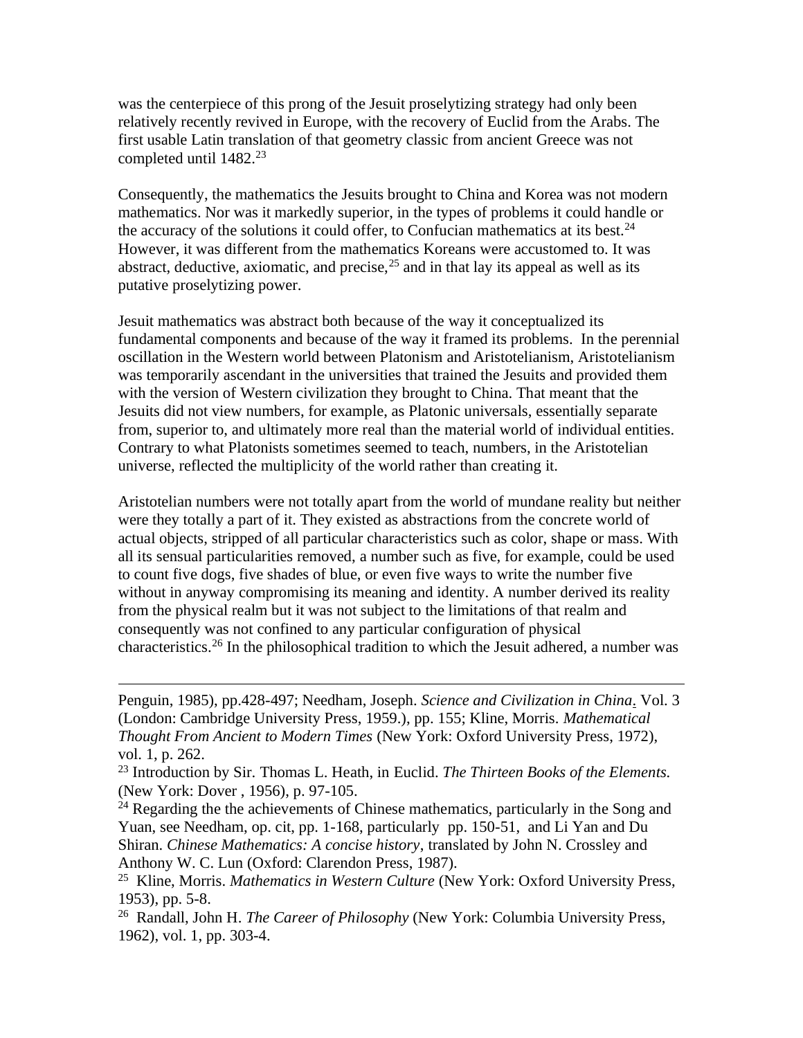was the centerpiece of this prong of the Jesuit proselytizing strategy had only been relatively recently revived in Europe, with the recovery of Euclid from the Arabs. The first usable Latin translation of that geometry classic from ancient Greece was not completed until 1482.[23]

Consequently, the mathematics the Jesuits brought to China and Korea was not modern mathematics. Nor was it markedly superior, in the types of problems it could handle or the accuracy of the solutions it could offer, to Confucian mathematics at its best.[24] However, it was different from the mathematics Koreans were accustomed to. It was abstract, deductive, axiomatic, and precise,[25] and in that lay its appeal as well as its putative proselytizing power.

Jesuit mathematics was abstract both because of the way it conceptualized its fundamental components and because of the way it framed its problems. In the perennial oscillation in the Western world between Platonism and Aristotelianism, Aristotelianism was temporarily ascendant in the universities that trained the Jesuits and provided them with the version of Western civilization they brought to China. That meant that the Jesuits did not view numbers, for example, as Platonic universals, essentially separate from, superior to, and ultimately more real than the material world of individual entities. Contrary to what Platonists sometimes seemed to teach, numbers, in the Aristotelian universe, reflected the multiplicity of the world rather than creating it.

Aristotelian numbers were not totally apart from the world of mundane reality but neither were they totally a part of it. They existed as abstractions from the concrete world of actual objects, stripped of all particular characteristics such as color, shape or mass. With all its sensual particularities removed, a number such as five, for example, could be used to count five dogs, five shades of blue, or even five ways to write the number five without in anyway compromising its meaning and identity. A number derived its reality from the physical realm but it was not subject to the limitations of that realm and consequently was not confined to any particular configuration of physical characteristics.[26] In the philosophical tradition to which the Jesuit adhered, a number was

---

Penguin, 1985), pp.428-497; Needham, Joseph. *Science and Civilization in China*. Vol. 3 (London: Cambridge University Press, 1959.), pp. 155; Kline, Morris. *Mathematical Thought From Ancient to Modern Times* (New York: Oxford University Press, 1972), vol. 1, p. 262.

[23] Introduction by Sir. Thomas L. Heath, in Euclid. *The Thirteen Books of the Elements.* (New York: Dover , 1956), p. 97-105.

[24] Regarding the the achievements of Chinese mathematics, particularly in the Song and Yuan, see Needham, op. cit, pp. 1-168, particularly pp. 150-51, and Li Yan and Du Shiran. *Chinese Mathematics: A concise history*, translated by John N. Crossley and Anthony W. C. Lun (Oxford: Clarendon Press, 1987).

[25] Kline, Morris. *Mathematics in Western Culture* (New York: Oxford University Press, 1953), pp. 5-8.

[26] Randall, John H. *The Career of Philosophy* (New York: Columbia University Press, 1962), vol. 1, pp. 303-4.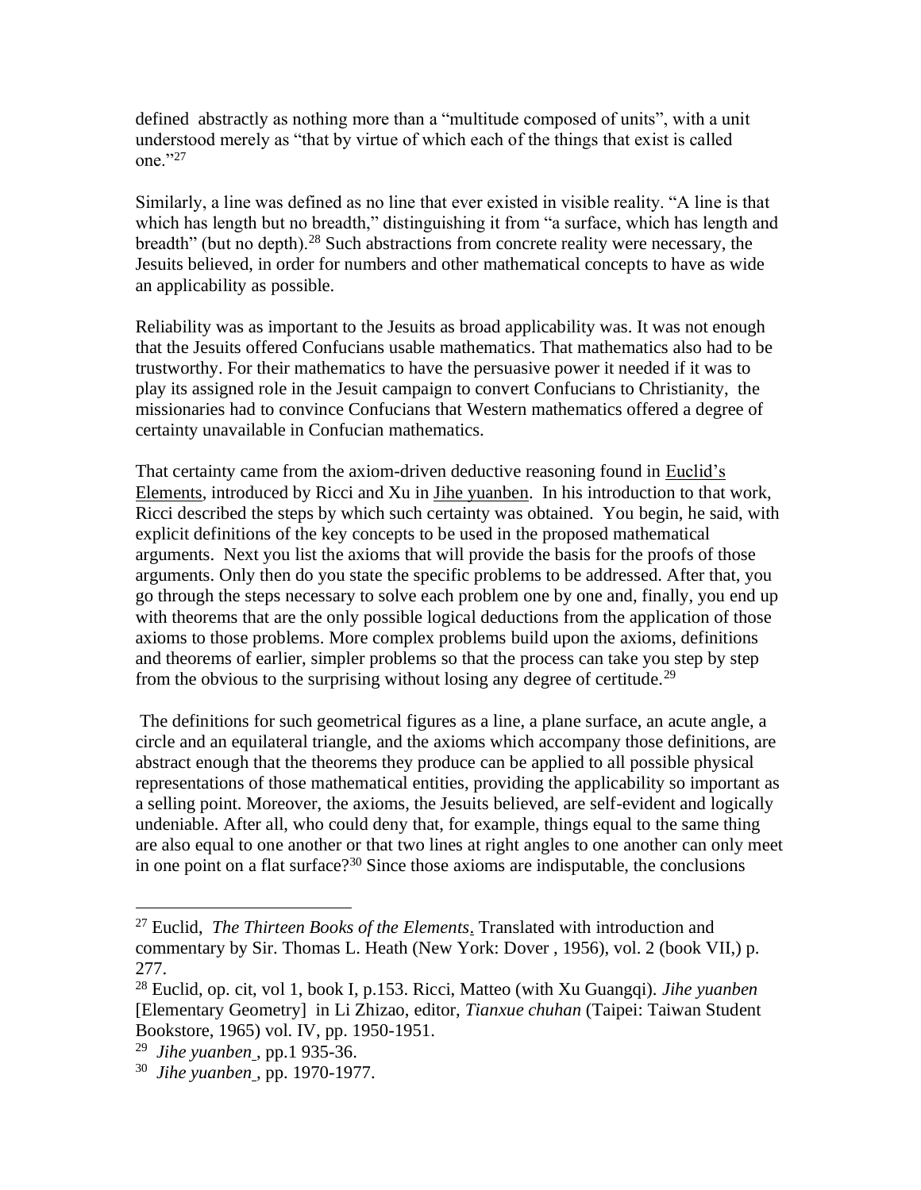defined abstractly as nothing more than a "multitude composed of units", with a unit understood merely as "that by virtue of which each of the things that exist is called one."[27]

Similarly, a line was defined as no line that ever existed in visible reality. "A line is that which has length but no breadth," distinguishing it from "a surface, which has length and breadth" (but no depth).[28] Such abstractions from concrete reality were necessary, the Jesuits believed, in order for numbers and other mathematical concepts to have as wide an applicability as possible.

Reliability was as important to the Jesuits as broad applicability was. It was not enough that the Jesuits offered Confucians usable mathematics. That mathematics also had to be trustworthy. For their mathematics to have the persuasive power it needed if it was to play its assigned role in the Jesuit campaign to convert Confucians to Christianity, the missionaries had to convince Confucians that Western mathematics offered a degree of certainty unavailable in Confucian mathematics.

That certainty came from the axiom-driven deductive reasoning found in Euclid's Elements, introduced by Ricci and Xu in Jihe yuanben. In his introduction to that work, Ricci described the steps by which such certainty was obtained. You begin, he said, with explicit definitions of the key concepts to be used in the proposed mathematical arguments. Next you list the axioms that will provide the basis for the proofs of those arguments. Only then do you state the specific problems to be addressed. After that, you go through the steps necessary to solve each problem one by one and, finally, you end up with theorems that are the only possible logical deductions from the application of those axioms to those problems. More complex problems build upon the axioms, definitions and theorems of earlier, simpler problems so that the process can take you step by step from the obvious to the surprising without losing any degree of certitude.[29]

The definitions for such geometrical figures as a line, a plane surface, an acute angle, a circle and an equilateral triangle, and the axioms which accompany those definitions, are abstract enough that the theorems they produce can be applied to all possible physical representations of those mathematical entities, providing the applicability so important as a selling point. Moreover, the axioms, the Jesuits believed, are self-evident and logically undeniable. After all, who could deny that, for example, things equal to the same thing are also equal to one another or that two lines at right angles to one another can only meet in one point on a flat surface?[30] Since those axioms are indisputable, the conclusions

---

[27] Euclid, *The Thirteen Books of the Elements*. Translated with introduction and commentary by Sir. Thomas L. Heath (New York: Dover , 1956), vol. 2 (book VII,) p. 277.

[28] Euclid, op. cit, vol 1, book I, p.153. Ricci, Matteo (with Xu Guangqi). *Jihe yuanben* [Elementary Geometry] in Li Zhizao, editor, *Tianxue chuhan* (Taipei: Taiwan Student Bookstore, 1965) vol. IV, pp. 1950-1951.

[29] *Jihe yuanben* , pp.1 935-36.

[30] *Jihe yuanben* , pp. 1970-1977.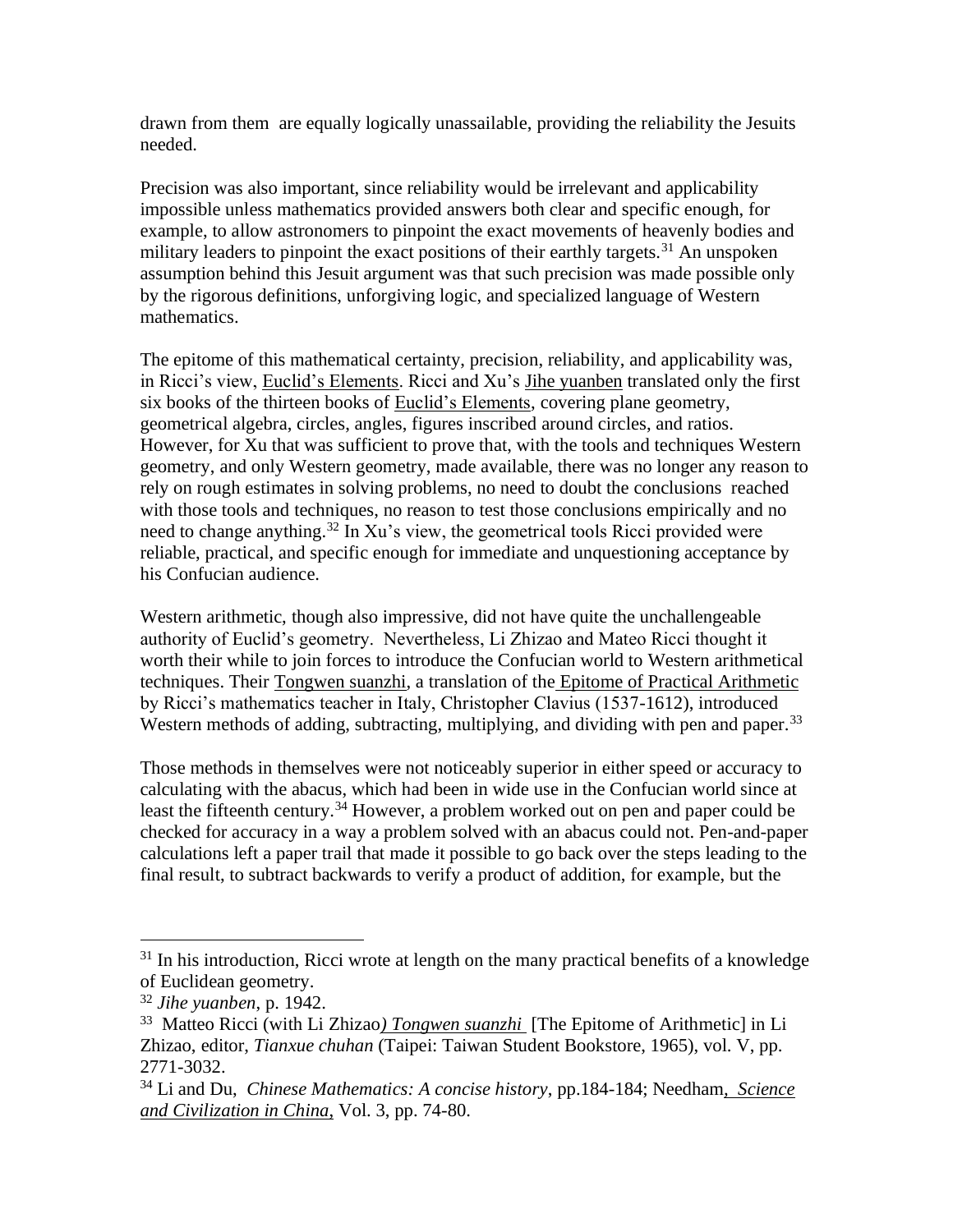drawn from them are equally logically unassailable, providing the reliability the Jesuits needed.

Precision was also important, since reliability would be irrelevant and applicability impossible unless mathematics provided answers both clear and specific enough, for example, to allow astronomers to pinpoint the exact movements of heavenly bodies and military leaders to pinpoint the exact positions of their earthly targets.[31] An unspoken assumption behind this Jesuit argument was that such precision was made possible only by the rigorous definitions, unforgiving logic, and specialized language of Western mathematics.

The epitome of this mathematical certainty, precision, reliability, and applicability was, in Ricci's view, Euclid's Elements. Ricci and Xu's Jihe yuanben translated only the first six books of the thirteen books of Euclid's Elements, covering plane geometry, geometrical algebra, circles, angles, figures inscribed around circles, and ratios. However, for Xu that was sufficient to prove that, with the tools and techniques Western geometry, and only Western geometry, made available, there was no longer any reason to rely on rough estimates in solving problems, no need to doubt the conclusions reached with those tools and techniques, no reason to test those conclusions empirically and no need to change anything.[32] In Xu's view, the geometrical tools Ricci provided were reliable, practical, and specific enough for immediate and unquestioning acceptance by his Confucian audience.

Western arithmetic, though also impressive, did not have quite the unchallengeable authority of Euclid's geometry. Nevertheless, Li Zhizao and Mateo Ricci thought it worth their while to join forces to introduce the Confucian world to Western arithmetical techniques. Their Tongwen suanzhi, a translation of the Epitome of Practical Arithmetic by Ricci's mathematics teacher in Italy, Christopher Clavius (1537-1612), introduced Western methods of adding, subtracting, multiplying, and dividing with pen and paper.[33]

Those methods in themselves were not noticeably superior in either speed or accuracy to calculating with the abacus, which had been in wide use in the Confucian world since at least the fifteenth century.[34] However, a problem worked out on pen and paper could be checked for accuracy in a way a problem solved with an abacus could not. Pen-and-paper calculations left a paper trail that made it possible to go back over the steps leading to the final result, to subtract backwards to verify a product of addition, for example, but the

---

[31] In his introduction, Ricci wrote at length on the many practical benefits of a knowledge of Euclidean geometry.

[32] *Jihe yuanben*, p. 1942.

[33] Matteo Ricci (with Li Zhizao*) Tongwen suanzhi* [The Epitome of Arithmetic] in Li Zhizao, editor, *Tianxue chuhan* (Taipei: Taiwan Student Bookstore, 1965), vol. V, pp. 2771-3032.

[34] Li and Du, *Chinese Mathematics: A concise history*, pp.184-184; Needham, *Science and Civilization in China*, Vol. 3, pp. 74-80.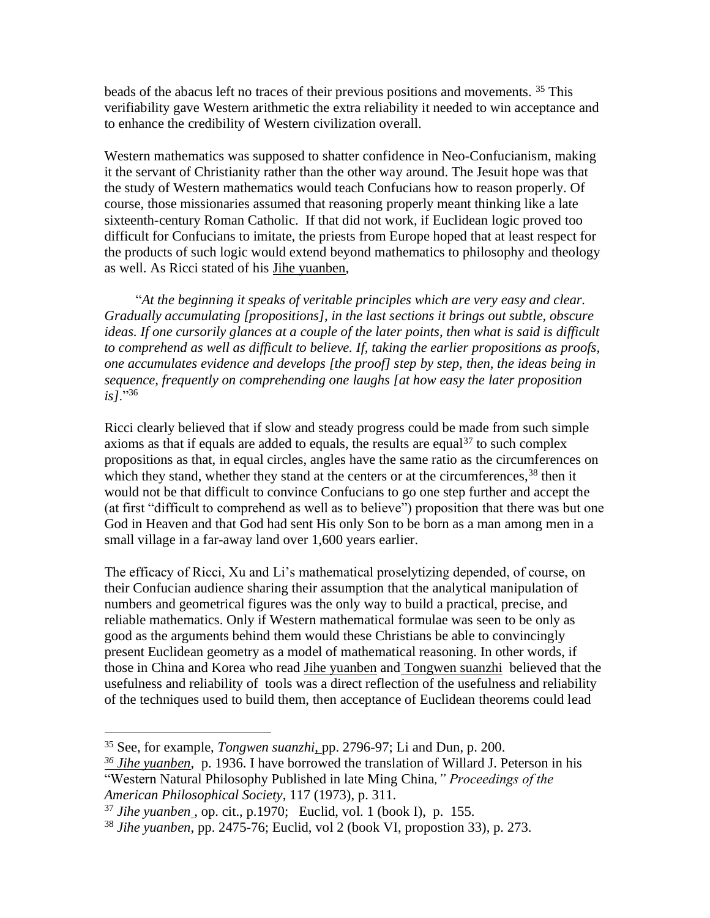beads of the abacus left no traces of their previous positions and movements. [35] This verifiability gave Western arithmetic the extra reliability it needed to win acceptance and to enhance the credibility of Western civilization overall.

Western mathematics was supposed to shatter confidence in Neo-Confucianism, making it the servant of Christianity rather than the other way around. The Jesuit hope was that the study of Western mathematics would teach Confucians how to reason properly. Of course, those missionaries assumed that reasoning properly meant thinking like a late sixteenth-century Roman Catholic. If that did not work, if Euclidean logic proved too difficult for Confucians to imitate, the priests from Europe hoped that at least respect for the products of such logic would extend beyond mathematics to philosophy and theology as well. As Ricci stated of his Jihe yuanben,

> "*At the beginning it speaks of veritable principles which are very easy and clear. Gradually accumulating [propositions], in the last sections it brings out subtle, obscure ideas. If one cursorily glances at a couple of the later points, then what is said is difficult to comprehend as well as difficult to believe. If, taking the earlier propositions as proofs, one accumulates evidence and develops [the proof] step by step, then, the ideas being in sequence, frequently on comprehending one laughs [at how easy the later proposition is].*"[36]

Ricci clearly believed that if slow and steady progress could be made from such simple axioms as that if equals are added to equals, the results are equal[37] to such complex propositions as that, in equal circles, angles have the same ratio as the circumferences on which they stand, whether they stand at the centers or at the circumferences,[38] then it would not be that difficult to convince Confucians to go one step further and accept the (at first "difficult to comprehend as well as to believe") proposition that there was but one God in Heaven and that God had sent His only Son to be born as a man among men in a small village in a far-away land over 1,600 years earlier.

The efficacy of Ricci, Xu and Li's mathematical proselytizing depended, of course, on their Confucian audience sharing their assumption that the analytical manipulation of numbers and geometrical figures was the only way to build a practical, precise, and reliable mathematics. Only if Western mathematical formulae was seen to be only as good as the arguments behind them would these Christians be able to convincingly present Euclidean geometry as a model of mathematical reasoning. In other words, if those in China and Korea who read Jihe yuanben and Tongwen suanzhi believed that the usefulness and reliability of tools was a direct reflection of the usefulness and reliability of the techniques used to build them, then acceptance of Euclidean theorems could lead

---

[35] See, for example, *Tongwen suanzhi*, pp. 2796-97; Li and Dun, p. 200.

[36] *Jihe yuanben*, p. 1936. I have borrowed the translation of Willard J. Peterson in his "Western Natural Philosophy Published in late Ming China*," Proceedings of the American Philosophical Society*, 117 (1973), p. 311.

[37] *Jihe yuanben*, op. cit., p.1970; Euclid, vol. 1 (book I), p. 155.

[38] *Jihe yuanben*, pp. 2475-76; Euclid, vol 2 (book VI, propostion 33), p. 273.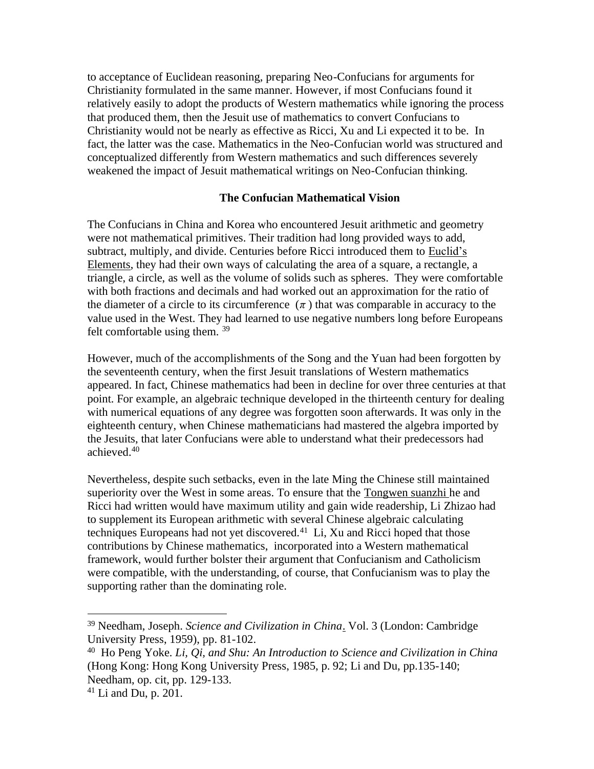to acceptance of Euclidean reasoning, preparing Neo-Confucians for arguments for Christianity formulated in the same manner. However, if most Confucians found it relatively easily to adopt the products of Western mathematics while ignoring the process that produced them, then the Jesuit use of mathematics to convert Confucians to Christianity would not be nearly as effective as Ricci, Xu and Li expected it to be. In fact, the latter was the case. Mathematics in the Neo-Confucian world was structured and conceptualized differently from Western mathematics and such differences severely weakened the impact of Jesuit mathematical writings on Neo-Confucian thinking.

## The Confucian Mathematical Vision

The Confucians in China and Korea who encountered Jesuit arithmetic and geometry were not mathematical primitives. Their tradition had long provided ways to add, subtract, multiply, and divide. Centuries before Ricci introduced them to Euclid's Elements, they had their own ways of calculating the area of a square, a rectangle, a triangle, a circle, as well as the volume of solids such as spheres. They were comfortable with both fractions and decimals and had worked out an approximation for the ratio of the diameter of a circle to its circumference ($\pi$) that was comparable in accuracy to the value used in the West. They had learned to use negative numbers long before Europeans felt comfortable using them. [39]

However, much of the accomplishments of the Song and the Yuan had been forgotten by the seventeenth century, when the first Jesuit translations of Western mathematics appeared. In fact, Chinese mathematics had been in decline for over three centuries at that point. For example, an algebraic technique developed in the thirteenth century for dealing with numerical equations of any degree was forgotten soon afterwards. It was only in the eighteenth century, when Chinese mathematicians had mastered the algebra imported by the Jesuits, that later Confucians were able to understand what their predecessors had achieved.[40]

Nevertheless, despite such setbacks, even in the late Ming the Chinese still maintained superiority over the West in some areas. To ensure that the Tongwen suanzhi he and Ricci had written would have maximum utility and gain wide readership, Li Zhizao had to supplement its European arithmetic with several Chinese algebraic calculating techniques Europeans had not yet discovered.[41] Li, Xu and Ricci hoped that those contributions by Chinese mathematics, incorporated into a Western mathematical framework, would further bolster their argument that Confucianism and Catholicism were compatible, with the understanding, of course, that Confucianism was to play the supporting rather than the dominating role.

---

[39] Needham, Joseph. *Science and Civilization in China*. Vol. 3 (London: Cambridge University Press, 1959), pp. 81-102.

[40] Ho Peng Yoke. *Li, Qi, and Shu: An Introduction to Science and Civilization in China* (Hong Kong: Hong Kong University Press, 1985, p. 92; Li and Du, pp.135-140; Needham, op. cit, pp. 129-133.

[41] Li and Du, p. 201.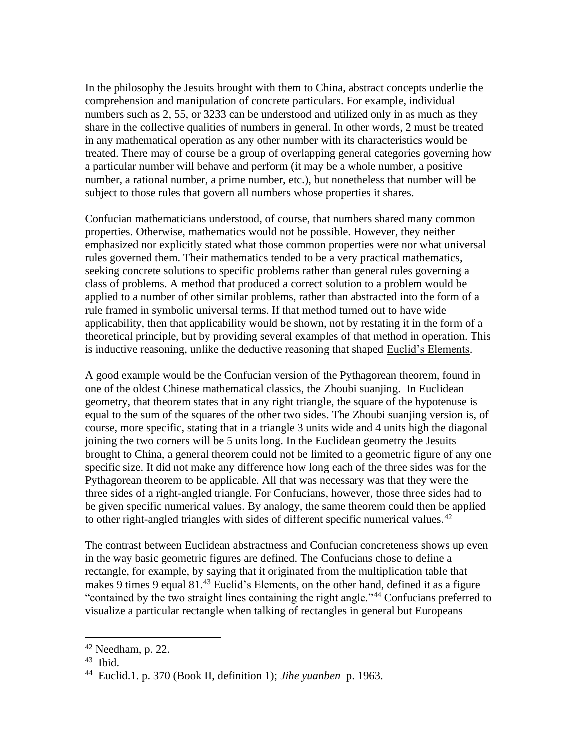In the philosophy the Jesuits brought with them to China, abstract concepts underlie the comprehension and manipulation of concrete particulars. For example, individual numbers such as 2, 55, or 3233 can be understood and utilized only in as much as they share in the collective qualities of numbers in general. In other words, 2 must be treated in any mathematical operation as any other number with its characteristics would be treated. There may of course be a group of overlapping general categories governing how a particular number will behave and perform (it may be a whole number, a positive number, a rational number, a prime number, etc.), but nonetheless that number will be subject to those rules that govern all numbers whose properties it shares.

Confucian mathematicians understood, of course, that numbers shared many common properties. Otherwise, mathematics would not be possible. However, they neither emphasized nor explicitly stated what those common properties were nor what universal rules governed them. Their mathematics tended to be a very practical mathematics, seeking concrete solutions to specific problems rather than general rules governing a class of problems. A method that produced a correct solution to a problem would be applied to a number of other similar problems, rather than abstracted into the form of a rule framed in symbolic universal terms. If that method turned out to have wide applicability, then that applicability would be shown, not by restating it in the form of a theoretical principle, but by providing several examples of that method in operation. This is inductive reasoning, unlike the deductive reasoning that shaped Euclid's Elements.

A good example would be the Confucian version of the Pythagorean theorem, found in one of the oldest Chinese mathematical classics, the Zhoubi suanjing. In Euclidean geometry, that theorem states that in any right triangle, the square of the hypotenuse is equal to the sum of the squares of the other two sides. The Zhoubi suanjing version is, of course, more specific, stating that in a triangle 3 units wide and 4 units high the diagonal joining the two corners will be 5 units long. In the Euclidean geometry the Jesuits brought to China, a general theorem could not be limited to a geometric figure of any one specific size. It did not make any difference how long each of the three sides was for the Pythagorean theorem to be applicable. All that was necessary was that they were the three sides of a right-angled triangle. For Confucians, however, those three sides had to be given specific numerical values. By analogy, the same theorem could then be applied to other right-angled triangles with sides of different specific numerical values.[42]

The contrast between Euclidean abstractness and Confucian concreteness shows up even in the way basic geometric figures are defined. The Confucians chose to define a rectangle, for example, by saying that it originated from the multiplication table that makes 9 times 9 equal 81.[43] Euclid's Elements, on the other hand, defined it as a figure "contained by the two straight lines containing the right angle."[44] Confucians preferred to visualize a particular rectangle when talking of rectangles in general but Europeans

---

[42] Needham, p. 22.

[43] Ibid.

[44] Euclid.1. p. 370 (Book II, definition 1); *Jihe yuanben* p. 1963.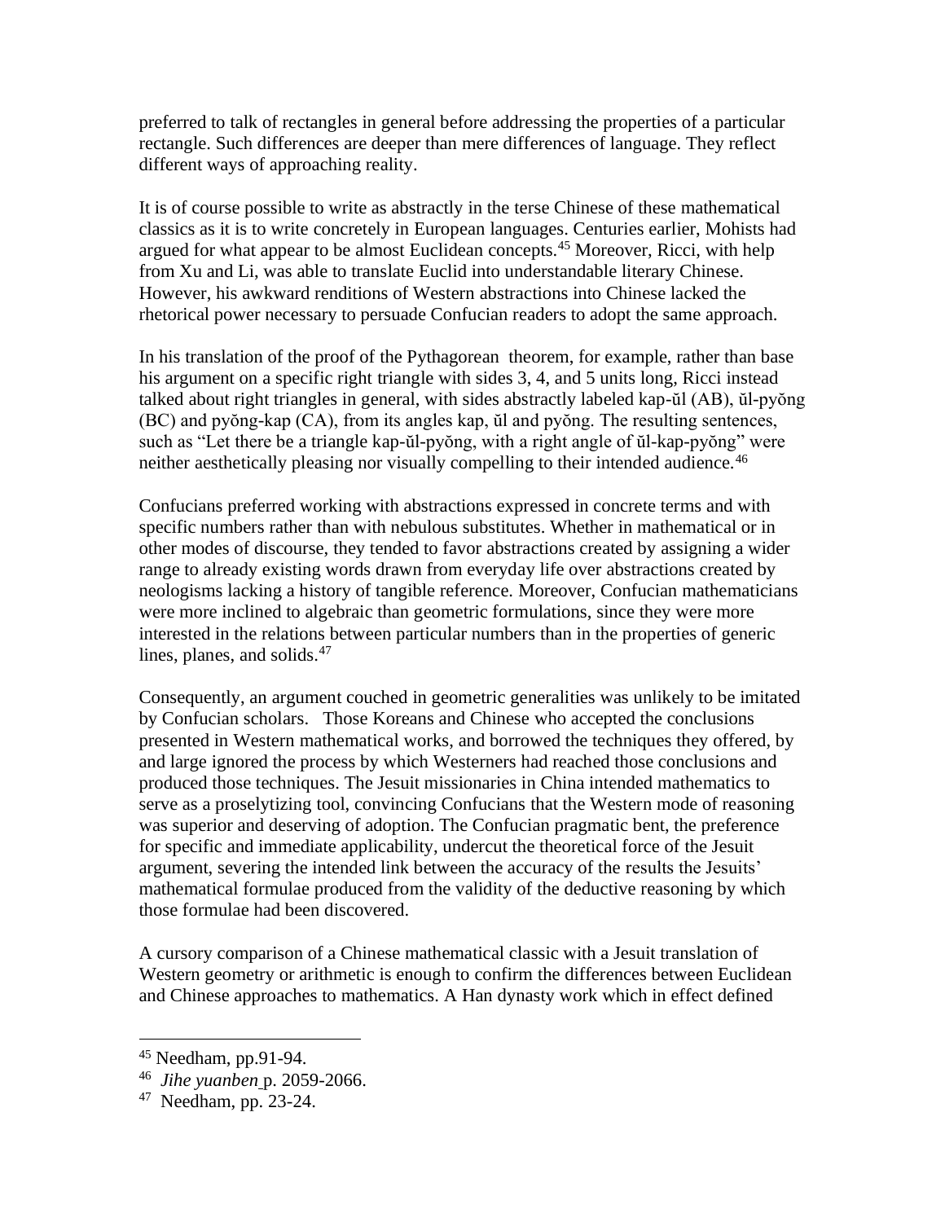preferred to talk of rectangles in general before addressing the properties of a particular rectangle. Such differences are deeper than mere differences of language. They reflect different ways of approaching reality.

It is of course possible to write as abstractly in the terse Chinese of these mathematical classics as it is to write concretely in European languages. Centuries earlier, Mohists had argued for what appear to be almost Euclidean concepts.[45] Moreover, Ricci, with help from Xu and Li, was able to translate Euclid into understandable literary Chinese. However, his awkward renditions of Western abstractions into Chinese lacked the rhetorical power necessary to persuade Confucian readers to adopt the same approach.

In his translation of the proof of the Pythagorean theorem, for example, rather than base his argument on a specific right triangle with sides 3, 4, and 5 units long, Ricci instead talked about right triangles in general, with sides abstractly labeled kap-ŭl (AB), ŭl-pyŏng (BC) and pyŏng-kap (CA), from its angles kap, ŭl and pyŏng. The resulting sentences, such as "Let there be a triangle kap-ŭl-pyŏng, with a right angle of ŭl-kap-pyŏng" were neither aesthetically pleasing nor visually compelling to their intended audience.[46]

Confucians preferred working with abstractions expressed in concrete terms and with specific numbers rather than with nebulous substitutes. Whether in mathematical or in other modes of discourse, they tended to favor abstractions created by assigning a wider range to already existing words drawn from everyday life over abstractions created by neologisms lacking a history of tangible reference. Moreover, Confucian mathematicians were more inclined to algebraic than geometric formulations, since they were more interested in the relations between particular numbers than in the properties of generic lines, planes, and solids.[47]

Consequently, an argument couched in geometric generalities was unlikely to be imitated by Confucian scholars. Those Koreans and Chinese who accepted the conclusions presented in Western mathematical works, and borrowed the techniques they offered, by and large ignored the process by which Westerners had reached those conclusions and produced those techniques. The Jesuit missionaries in China intended mathematics to serve as a proselytizing tool, convincing Confucians that the Western mode of reasoning was superior and deserving of adoption. The Confucian pragmatic bent, the preference for specific and immediate applicability, undercut the theoretical force of the Jesuit argument, severing the intended link between the accuracy of the results the Jesuits' mathematical formulae produced from the validity of the deductive reasoning by which those formulae had been discovered.

A cursory comparison of a Chinese mathematical classic with a Jesuit translation of Western geometry or arithmetic is enough to confirm the differences between Euclidean and Chinese approaches to mathematics. A Han dynasty work which in effect defined

---

[45] Needham, pp.91-94.

[46] *Jihe yuanben* p. 2059-2066.

[47] Needham, pp. 23-24.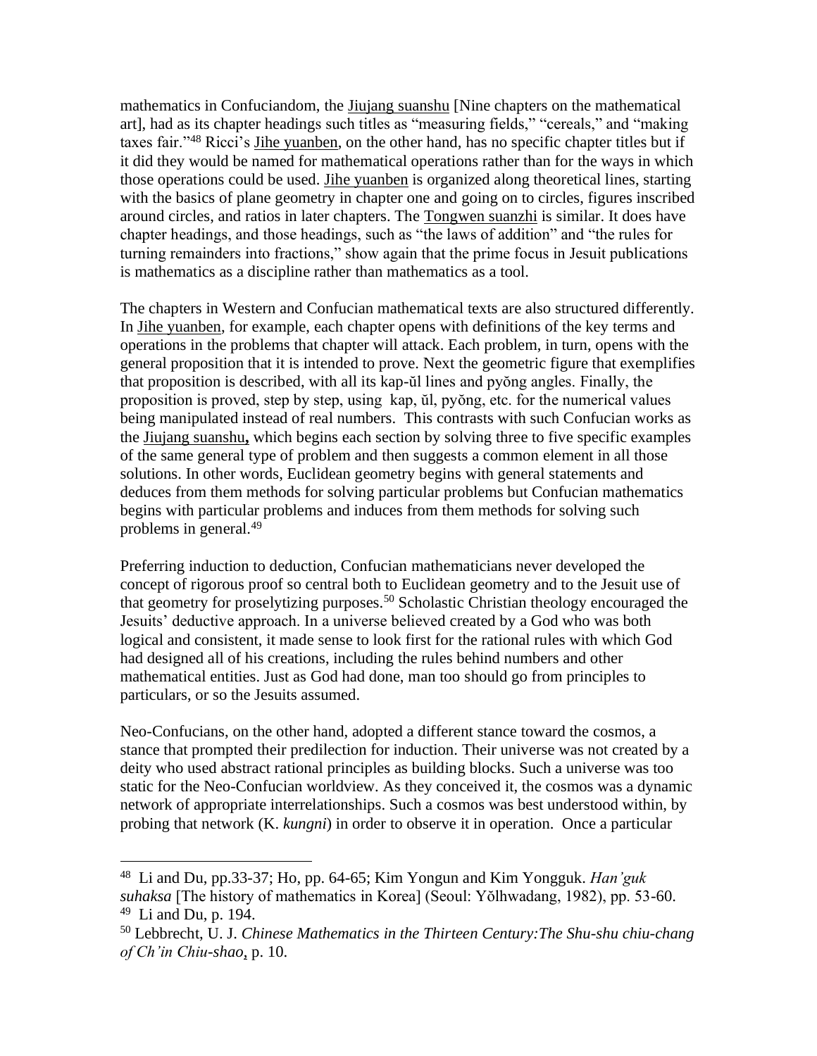mathematics in Confuciandom, the Jiujang suanshu [Nine chapters on the mathematical art], had as its chapter headings such titles as "measuring fields," "cereals," and "making taxes fair."[48] Ricci's Jihe yuanben, on the other hand, has no specific chapter titles but if it did they would be named for mathematical operations rather than for the ways in which those operations could be used. Jihe yuanben is organized along theoretical lines, starting with the basics of plane geometry in chapter one and going on to circles, figures inscribed around circles, and ratios in later chapters. The Tongwen suanzhi is similar. It does have chapter headings, and those headings, such as "the laws of addition" and "the rules for turning remainders into fractions," show again that the prime focus in Jesuit publications is mathematics as a discipline rather than mathematics as a tool.

The chapters in Western and Confucian mathematical texts are also structured differently. In Jihe yuanben, for example, each chapter opens with definitions of the key terms and operations in the problems that chapter will attack. Each problem, in turn, opens with the general proposition that it is intended to prove. Next the geometric figure that exemplifies that proposition is described, with all its kap-ŭl lines and pyŏng angles. Finally, the proposition is proved, step by step, using kap, ŭl, pyŏng, etc. for the numerical values being manipulated instead of real numbers. This contrasts with such Confucian works as the Jiujang suanshu**,** which begins each section by solving three to five specific examples of the same general type of problem and then suggests a common element in all those solutions. In other words, Euclidean geometry begins with general statements and deduces from them methods for solving particular problems but Confucian mathematics begins with particular problems and induces from them methods for solving such problems in general.[49]

Preferring induction to deduction, Confucian mathematicians never developed the concept of rigorous proof so central both to Euclidean geometry and to the Jesuit use of that geometry for proselytizing purposes.[50] Scholastic Christian theology encouraged the Jesuits' deductive approach. In a universe believed created by a God who was both logical and consistent, it made sense to look first for the rational rules with which God had designed all of his creations, including the rules behind numbers and other mathematical entities. Just as God had done, man too should go from principles to particulars, or so the Jesuits assumed.

Neo-Confucians, on the other hand, adopted a different stance toward the cosmos, a stance that prompted their predilection for induction. Their universe was not created by a deity who used abstract rational principles as building blocks. Such a universe was too static for the Neo-Confucian worldview. As they conceived it, the cosmos was a dynamic network of appropriate interrelationships. Such a cosmos was best understood within, by probing that network (K. *kungni*) in order to observe it in operation. Once a particular

---

[48] Li and Du, pp.33-37; Ho, pp. 64-65; Kim Yongun and Kim Yongguk. *Han'guk suhaksa* [The history of mathematics in Korea] (Seoul: Yŏlhwadang, 1982), pp. 53-60.

[49] Li and Du, p. 194.

[50] Lebbrecht, U. J. *Chinese Mathematics in the Thirteen Century:The Shu-shu chiu-chang of Ch'in Chiu-shao*, p. 10.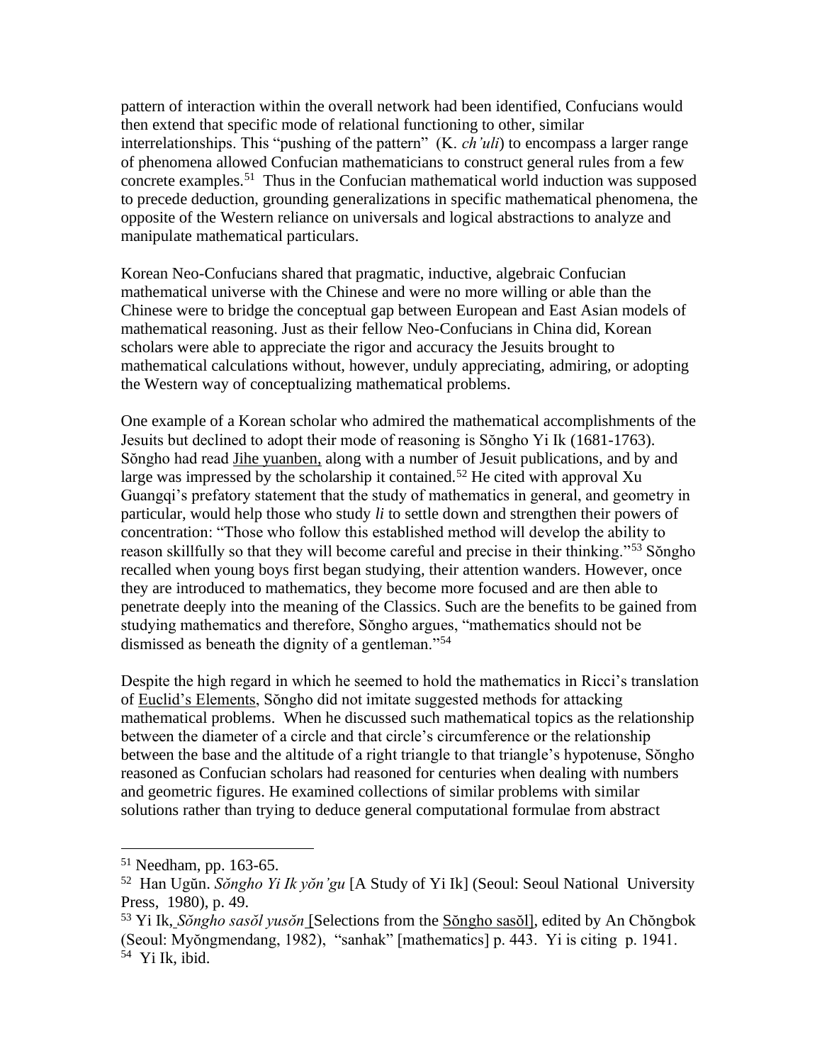pattern of interaction within the overall network had been identified, Confucians would then extend that specific mode of relational functioning to other, similar interrelationships. This "pushing of the pattern" (K. *ch'uli*) to encompass a larger range of phenomena allowed Confucian mathematicians to construct general rules from a few concrete examples.[51] Thus in the Confucian mathematical world induction was supposed to precede deduction, grounding generalizations in specific mathematical phenomena, the opposite of the Western reliance on universals and logical abstractions to analyze and manipulate mathematical particulars.

Korean Neo-Confucians shared that pragmatic, inductive, algebraic Confucian mathematical universe with the Chinese and were no more willing or able than the Chinese were to bridge the conceptual gap between European and East Asian models of mathematical reasoning. Just as their fellow Neo-Confucians in China did, Korean scholars were able to appreciate the rigor and accuracy the Jesuits brought to mathematical calculations without, however, unduly appreciating, admiring, or adopting the Western way of conceptualizing mathematical problems.

One example of a Korean scholar who admired the mathematical accomplishments of the Jesuits but declined to adopt their mode of reasoning is Sŏngho Yi Ik (1681-1763). Sŏngho had read <u>Jihe yuanben,</u> along with a number of Jesuit publications, and by and large was impressed by the scholarship it contained.[52] He cited with approval Xu Guangqi's prefatory statement that the study of mathematics in general, and geometry in particular, would help those who study *li* to settle down and strengthen their powers of concentration: "Those who follow this established method will develop the ability to reason skillfully so that they will become careful and precise in their thinking."[53] Sŏngho recalled when young boys first began studying, their attention wanders. However, once they are introduced to mathematics, they become more focused and are then able to penetrate deeply into the meaning of the Classics. Such are the benefits to be gained from studying mathematics and therefore, Sŏngho argues, "mathematics should not be dismissed as beneath the dignity of a gentleman."[54]

Despite the high regard in which he seemed to hold the mathematics in Ricci's translation of <u>Euclid's Elements</u>, Sŏngho did not imitate suggested methods for attacking mathematical problems. When he discussed such mathematical topics as the relationship between the diameter of a circle and that circle's circumference or the relationship between the base and the altitude of a right triangle to that triangle's hypotenuse, Sŏngho reasoned as Confucian scholars had reasoned for centuries when dealing with numbers and geometric figures. He examined collections of similar problems with similar solutions rather than trying to deduce general computational formulae from abstract

---

[51] Needham, pp. 163-65.

[52] Han Ugŭn. *Sŏngho Yi Ik yŏn'gu* [A Study of Yi Ik] (Seoul: Seoul National University Press, 1980), p. 49.

[53] Yi Ik, *Sŏngho sasŏl yusŏn* [Selections from the <u>Sŏngho sasŏl</u>], edited by An Chŏngbok (Seoul: Myŏngmendang, 1982), "sanhak" [mathematics] p. 443. Yi is citing p. 1941.

[54] Yi Ik, ibid.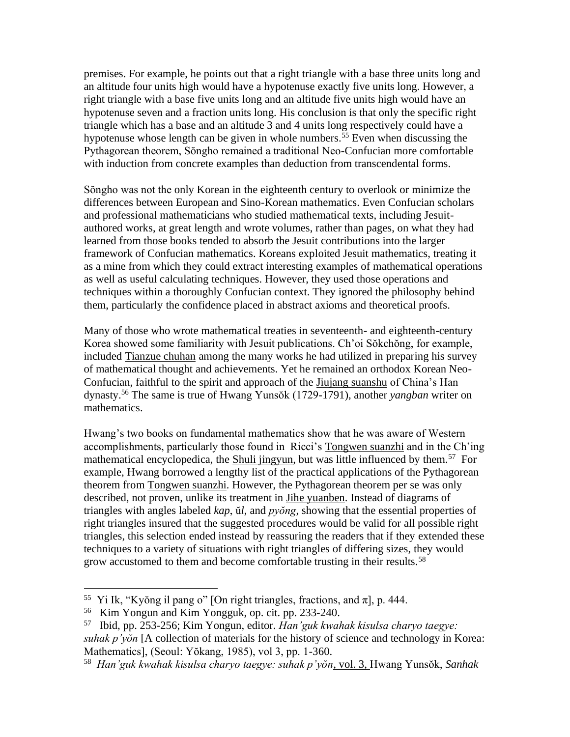premises. For example, he points out that a right triangle with a base three units long and an altitude four units high would have a hypotenuse exactly five units long. However, a right triangle with a base five units long and an altitude five units high would have an hypotenuse seven and a fraction units long. His conclusion is that only the specific right triangle which has a base and an altitude 3 and 4 units long respectively could have a hypotenuse whose length can be given in whole numbers.[55] Even when discussing the Pythagorean theorem, Sŏngho remained a traditional Neo-Confucian more comfortable with induction from concrete examples than deduction from transcendental forms.

Sŏngho was not the only Korean in the eighteenth century to overlook or minimize the differences between European and Sino-Korean mathematics. Even Confucian scholars and professional mathematicians who studied mathematical texts, including Jesuit-authored works, at great length and wrote volumes, rather than pages, on what they had learned from those books tended to absorb the Jesuit contributions into the larger framework of Confucian mathematics. Koreans exploited Jesuit mathematics, treating it as a mine from which they could extract interesting examples of mathematical operations as well as useful calculating techniques. However, they used those operations and techniques within a thoroughly Confucian context. They ignored the philosophy behind them, particularly the confidence placed in abstract axioms and theoretical proofs.

Many of those who wrote mathematical treaties in seventeenth- and eighteenth-century Korea showed some familiarity with Jesuit publications. Ch'oi Sŏkchŏng, for example, included Tianzue chuhan among the many works he had utilized in preparing his survey of mathematical thought and achievements. Yet he remained an orthodox Korean Neo-Confucian, faithful to the spirit and approach of the Jiujang suanshu of China's Han dynasty.[56] The same is true of Hwang Yunsŏk (1729-1791), another *yangban* writer on mathematics.

Hwang's two books on fundamental mathematics show that he was aware of Western accomplishments, particularly those found in Ricci's Tongwen suanzhi and in the Ch'ing mathematical encyclopedica, the Shuli jingyun, but was little influenced by them.[57] For example, Hwang borrowed a lengthy list of the practical applications of the Pythagorean theorem from Tongwen suanzhi. However, the Pythagorean theorem per se was only described, not proven, unlike its treatment in Jihe yuanben. Instead of diagrams of triangles with angles labeled *kap*, *ŭl*, and *pyŏng*, showing that the essential properties of right triangles insured that the suggested procedures would be valid for all possible right triangles, this selection ended instead by reassuring the readers that if they extended these techniques to a variety of situations with right triangles of differing sizes, they would grow accustomed to them and become comfortable trusting in their results.[58]

---

[55] Yi Ik, "Kyŏng il pang o" [On right triangles, fractions, and π], p. 444.

[56] Kim Yongun and Kim Yongguk, op. cit. pp. 233-240.

[57] Ibid, pp. 253-256; Kim Yongun, editor. *Han'guk kwahak kisulsa charyo taegye: suhak p'yŏn* [A collection of materials for the history of science and technology in Korea: Mathematics], (Seoul: Yŏkang, 1985), vol 3, pp. 1-360.

[58] *Han'guk kwahak kisulsa charyo taegye: suhak p'yŏn*, vol. 3, Hwang Yunsŏk, *Sanhak*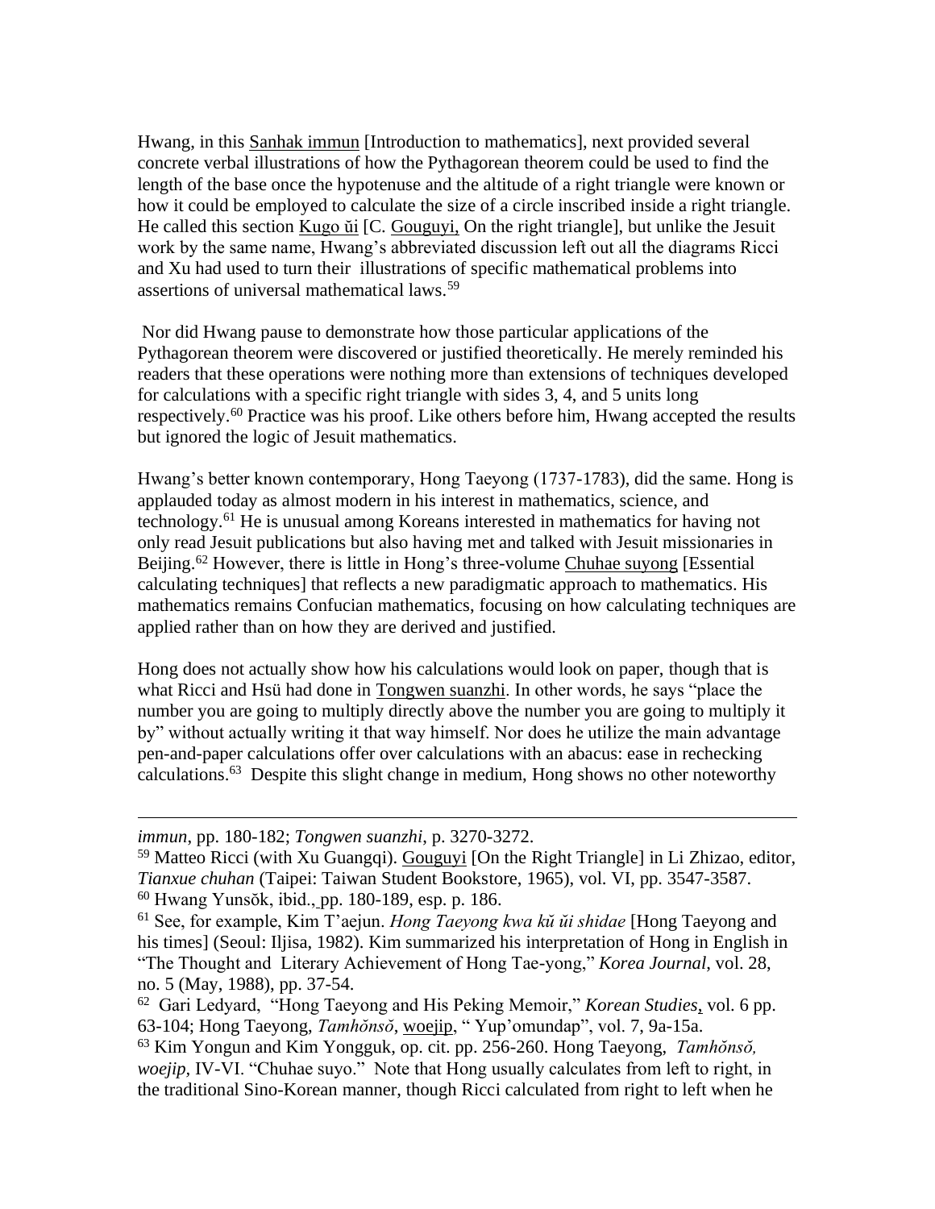Hwang, in this Sanhak immun [Introduction to mathematics], next provided several concrete verbal illustrations of how the Pythagorean theorem could be used to find the length of the base once the hypotenuse and the altitude of a right triangle were known or how it could be employed to calculate the size of a circle inscribed inside a right triangle. He called this section Kugo ŭi [C. Gouguyi, On the right triangle], but unlike the Jesuit work by the same name, Hwang's abbreviated discussion left out all the diagrams Ricci and Xu had used to turn their illustrations of specific mathematical problems into assertions of universal mathematical laws.[59]

Nor did Hwang pause to demonstrate how those particular applications of the Pythagorean theorem were discovered or justified theoretically. He merely reminded his readers that these operations were nothing more than extensions of techniques developed for calculations with a specific right triangle with sides 3, 4, and 5 units long respectively.[60] Practice was his proof. Like others before him, Hwang accepted the results but ignored the logic of Jesuit mathematics.

Hwang's better known contemporary, Hong Taeyong (1737-1783), did the same. Hong is applauded today as almost modern in his interest in mathematics, science, and technology.[61] He is unusual among Koreans interested in mathematics for having not only read Jesuit publications but also having met and talked with Jesuit missionaries in Beijing.[62] However, there is little in Hong's three-volume Chuhae suyong [Essential calculating techniques] that reflects a new paradigmatic approach to mathematics. His mathematics remains Confucian mathematics, focusing on how calculating techniques are applied rather than on how they are derived and justified.

Hong does not actually show how his calculations would look on paper, though that is what Ricci and Hsü had done in Tongwen suanzhi. In other words, he says "place the number you are going to multiply directly above the number you are going to multiply it by" without actually writing it that way himself. Nor does he utilize the main advantage pen-and-paper calculations offer over calculations with an abacus: ease in rechecking calculations.[63] Despite this slight change in medium, Hong shows no other noteworthy

---

*immun*, pp. 180-182; *Tongwen suanzhi*, p. 3270-3272.

[59] Matteo Ricci (with Xu Guangqi). Gouguyi [On the Right Triangle] in Li Zhizao, editor, *Tianxue chuhan* (Taipei: Taiwan Student Bookstore, 1965), vol. VI, pp. 3547-3587.

[60] Hwang Yunsŏk, ibid., pp. 180-189, esp. p. 186.

[61] See, for example, Kim T'aejun. *Hong Taeyong kwa kŭ ŭi shidae* [Hong Taeyong and his times] (Seoul: Iljisa, 1982). Kim summarized his interpretation of Hong in English in "The Thought and Literary Achievement of Hong Tae-yong," *Korea Journal*, vol. 28, no. 5 (May, 1988), pp. 37-54.

[62] Gari Ledyard, "Hong Taeyong and His Peking Memoir," *Korean Studies*, vol. 6 pp. 63-104; Hong Taeyong, *Tamhŏnsŏ*, woejip, " Yup'omundap", vol. 7, 9a-15a.

[63] Kim Yongun and Kim Yongguk, op. cit. pp. 256-260. Hong Taeyong, *Tamhŏnsŏ, woejip*, IV-VI. "Chuhae suyo." Note that Hong usually calculates from left to right, in the traditional Sino-Korean manner, though Ricci calculated from right to left when he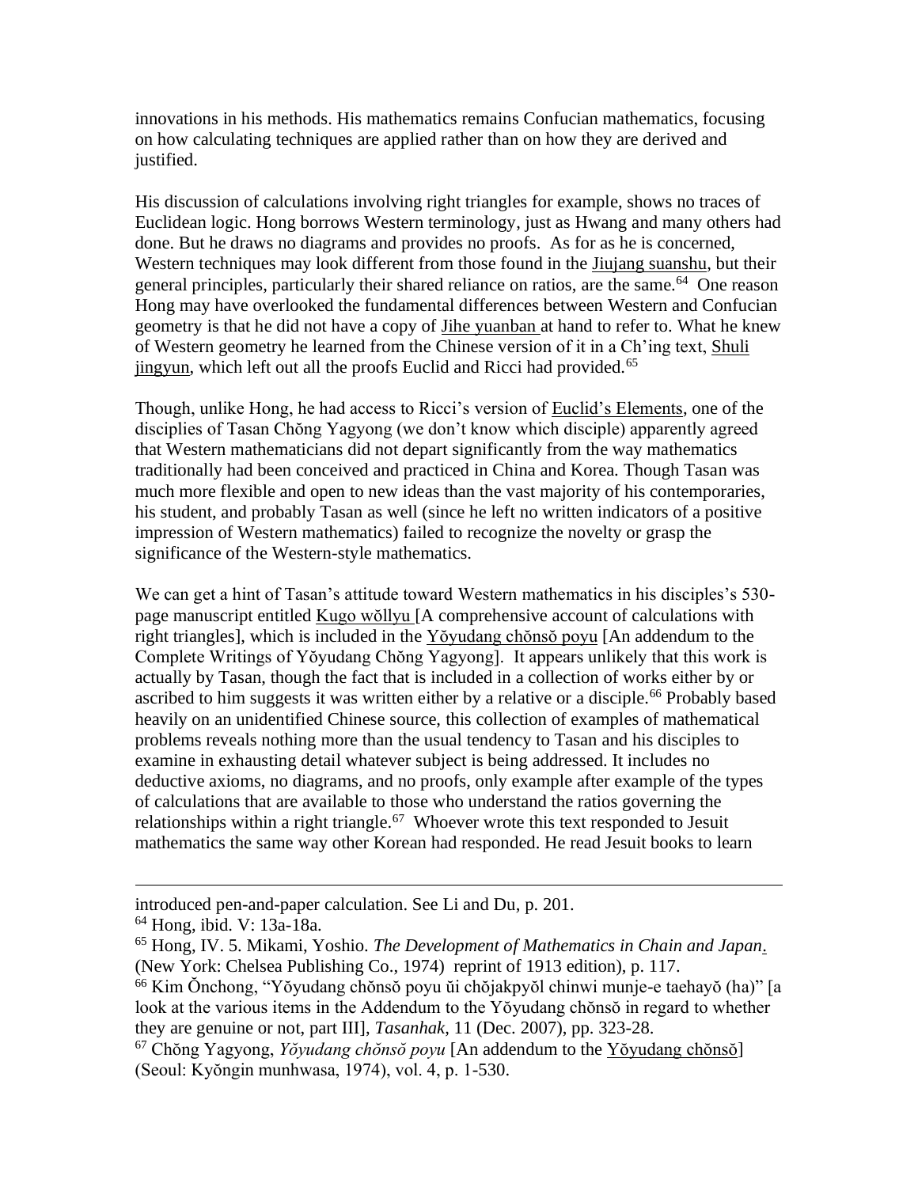innovations in his methods. His mathematics remains Confucian mathematics, focusing on how calculating techniques are applied rather than on how they are derived and justified.

His discussion of calculations involving right triangles for example, shows no traces of Euclidean logic. Hong borrows Western terminology, just as Hwang and many others had done. But he draws no diagrams and provides no proofs. As for as he is concerned, Western techniques may look different from those found in the Jiujang suanshu, but their general principles, particularly their shared reliance on ratios, are the same.[64] One reason Hong may have overlooked the fundamental differences between Western and Confucian geometry is that he did not have a copy of Jihe yuanban at hand to refer to. What he knew of Western geometry he learned from the Chinese version of it in a Ch'ing text, Shuli jingyun, which left out all the proofs Euclid and Ricci had provided.[65]

Though, unlike Hong, he had access to Ricci's version of Euclid's Elements, one of the disciplies of Tasan Chŏng Yagyong (we don't know which disciple) apparently agreed that Western mathematicians did not depart significantly from the way mathematics traditionally had been conceived and practiced in China and Korea. Though Tasan was much more flexible and open to new ideas than the vast majority of his contemporaries, his student, and probably Tasan as well (since he left no written indicators of a positive impression of Western mathematics) failed to recognize the novelty or grasp the significance of the Western-style mathematics.

We can get a hint of Tasan's attitude toward Western mathematics in his disciples's 530-page manuscript entitled Kugo wŏllyu [A comprehensive account of calculations with right triangles], which is included in the Yŏyudang chŏnsŏ poyu [An addendum to the Complete Writings of Yŏyudang Chŏng Yagyong]. It appears unlikely that this work is actually by Tasan, though the fact that is included in a collection of works either by or ascribed to him suggests it was written either by a relative or a disciple.[66] Probably based heavily on an unidentified Chinese source, this collection of examples of mathematical problems reveals nothing more than the usual tendency to Tasan and his disciples to examine in exhausting detail whatever subject is being addressed. It includes no deductive axioms, no diagrams, and no proofs, only example after example of the types of calculations that are available to those who understand the ratios governing the relationships within a right triangle.[67] Whoever wrote this text responded to Jesuit mathematics the same way other Korean had responded. He read Jesuit books to learn

---

introduced pen-and-paper calculation. See Li and Du, p. 201.

[64] Hong, ibid. V: 13a-18a.

[65] Hong, IV. 5. Mikami, Yoshio. *The Development of Mathematics in Chain and Japan*. (New York: Chelsea Publishing Co., 1974) reprint of 1913 edition), p. 117.

[66] Kim Ŏnchong, "Yŏyudang chŏnsŏ poyu ŭi chŏjakpyŏl chinwi munje-e taehayŏ (ha)" [a look at the various items in the Addendum to the Yŏyudang chŏnsŏ in regard to whether they are genuine or not, part III], *Tasanhak*, 11 (Dec. 2007), pp. 323-28.

[67] Chŏng Yagyong, *Yŏyudang chŏnsŏ poyu* [An addendum to the Yŏyudang chŏnsŏ] (Seoul: Kyŏngin munhwasa, 1974), vol. 4, p. 1-530.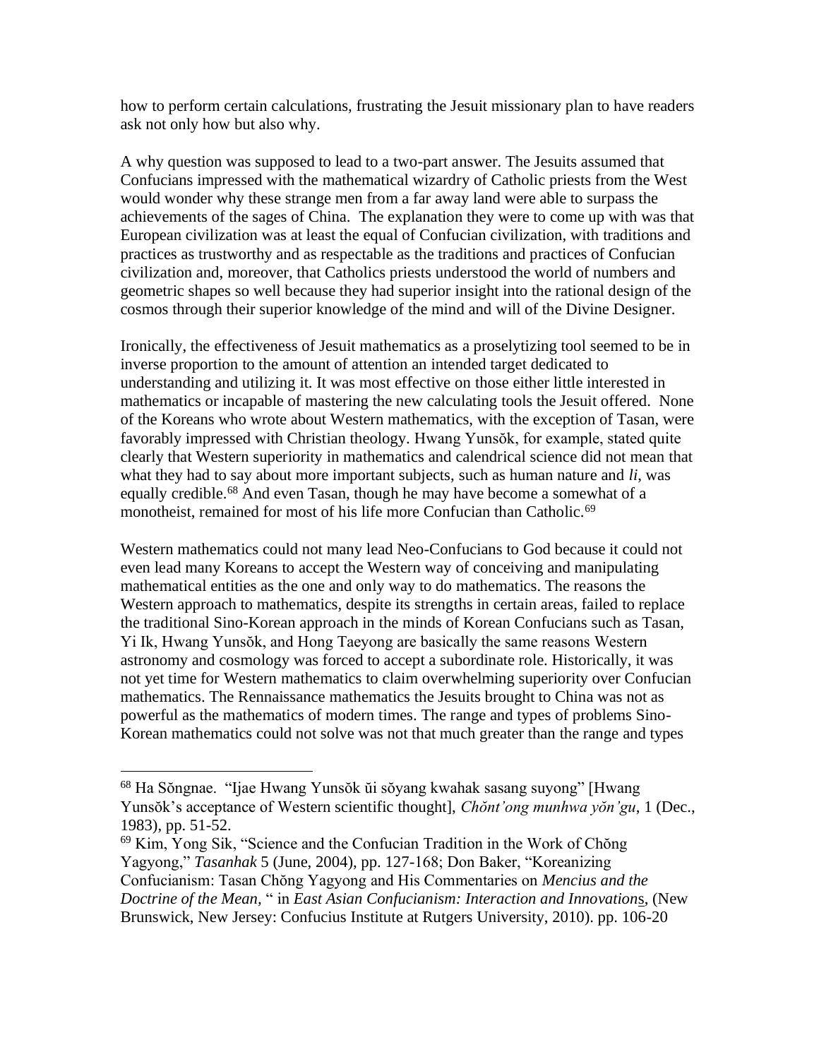how to perform certain calculations, frustrating the Jesuit missionary plan to have readers ask not only how but also why.

A why question was supposed to lead to a two-part answer. The Jesuits assumed that Confucians impressed with the mathematical wizardry of Catholic priests from the West would wonder why these strange men from a far away land were able to surpass the achievements of the sages of China. The explanation they were to come up with was that European civilization was at least the equal of Confucian civilization, with traditions and practices as trustworthy and as respectable as the traditions and practices of Confucian civilization and, moreover, that Catholics priests understood the world of numbers and geometric shapes so well because they had superior insight into the rational design of the cosmos through their superior knowledge of the mind and will of the Divine Designer.

Ironically, the effectiveness of Jesuit mathematics as a proselytizing tool seemed to be in inverse proportion to the amount of attention an intended target dedicated to understanding and utilizing it. It was most effective on those either little interested in mathematics or incapable of mastering the new calculating tools the Jesuit offered. None of the Koreans who wrote about Western mathematics, with the exception of Tasan, were favorably impressed with Christian theology. Hwang Yunsŏk, for example, stated quite clearly that Western superiority in mathematics and calendrical science did not mean that what they had to say about more important subjects, such as human nature and *li*, was equally credible.[68] And even Tasan, though he may have become a somewhat of a monotheist, remained for most of his life more Confucian than Catholic.[69]

Western mathematics could not many lead Neo-Confucians to God because it could not even lead many Koreans to accept the Western way of conceiving and manipulating mathematical entities as the one and only way to do mathematics. The reasons the Western approach to mathematics, despite its strengths in certain areas, failed to replace the traditional Sino-Korean approach in the minds of Korean Confucians such as Tasan, Yi Ik, Hwang Yunsŏk, and Hong Taeyong are basically the same reasons Western astronomy and cosmology was forced to accept a subordinate role. Historically, it was not yet time for Western mathematics to claim overwhelming superiority over Confucian mathematics. The Rennaissance mathematics the Jesuits brought to China was not as powerful as the mathematics of modern times. The range and types of problems Sino-Korean mathematics could not solve was not that much greater than the range and types

---

[68] Ha Sŏngnae. "Ijae Hwang Yunsŏk ŭi sŏyang kwahak sasang suyong" [Hwang Yunsŏk's acceptance of Western scientific thought], *Chŏnt'ong munhwa yŏn'gu*, 1 (Dec., 1983), pp. 51-52.

[69] Kim, Yong Sik, "Science and the Confucian Tradition in the Work of Chŏng Yagyong," *Tasanhak* 5 (June, 2004), pp. 127-168; Don Baker, "Koreanizing Confucianism: Tasan Chŏng Yagyong and His Commentaries on *Mencius and the Doctrine of the Mean,* " in *East Asian Confucianism: Interaction and Innovations*, (New Brunswick, New Jersey: Confucius Institute at Rutgers University, 2010). pp. 106-20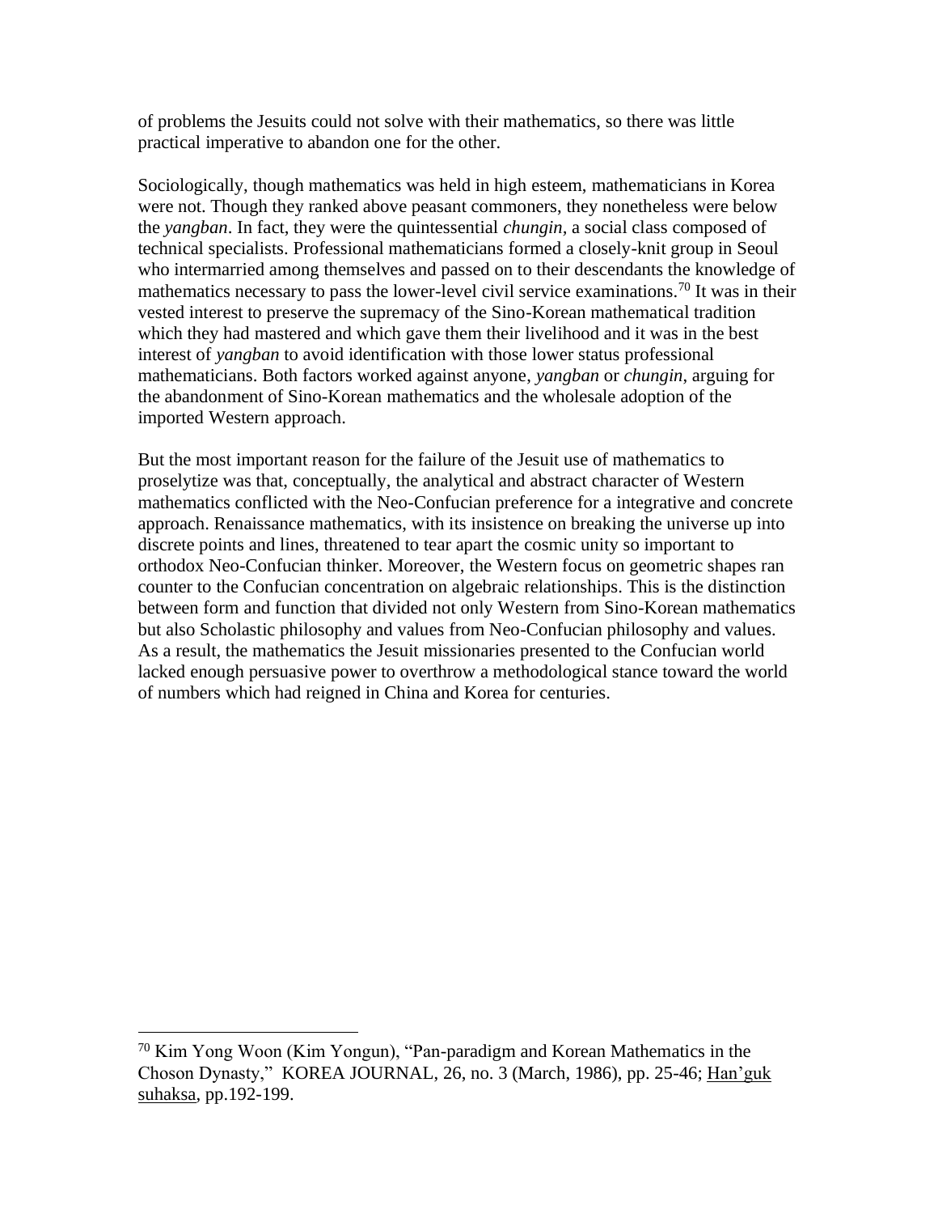of problems the Jesuits could not solve with their mathematics, so there was little practical imperative to abandon one for the other.

Sociologically, though mathematics was held in high esteem, mathematicians in Korea were not. Though they ranked above peasant commoners, they nonetheless were below the *yangban*. In fact, they were the quintessential *chungin*, a social class composed of technical specialists. Professional mathematicians formed a closely-knit group in Seoul who intermarried among themselves and passed on to their descendants the knowledge of mathematics necessary to pass the lower-level civil service examinations.[70] It was in their vested interest to preserve the supremacy of the Sino-Korean mathematical tradition which they had mastered and which gave them their livelihood and it was in the best interest of *yangban* to avoid identification with those lower status professional mathematicians. Both factors worked against anyone, *yangban* or *chungin*, arguing for the abandonment of Sino-Korean mathematics and the wholesale adoption of the imported Western approach.

But the most important reason for the failure of the Jesuit use of mathematics to proselytize was that, conceptually, the analytical and abstract character of Western mathematics conflicted with the Neo-Confucian preference for a integrative and concrete approach. Renaissance mathematics, with its insistence on breaking the universe up into discrete points and lines, threatened to tear apart the cosmic unity so important to orthodox Neo-Confucian thinker. Moreover, the Western focus on geometric shapes ran counter to the Confucian concentration on algebraic relationships. This is the distinction between form and function that divided not only Western from Sino-Korean mathematics but also Scholastic philosophy and values from Neo-Confucian philosophy and values. As a result, the mathematics the Jesuit missionaries presented to the Confucian world lacked enough persuasive power to overthrow a methodological stance toward the world of numbers which had reigned in China and Korea for centuries.

---

[70] Kim Yong Woon (Kim Yongun), "Pan-paradigm and Korean Mathematics in the Choson Dynasty," KOREA JOURNAL, 26, no. 3 (March, 1986), pp. 25-46; Han'guk suhaksa, pp.192-199.